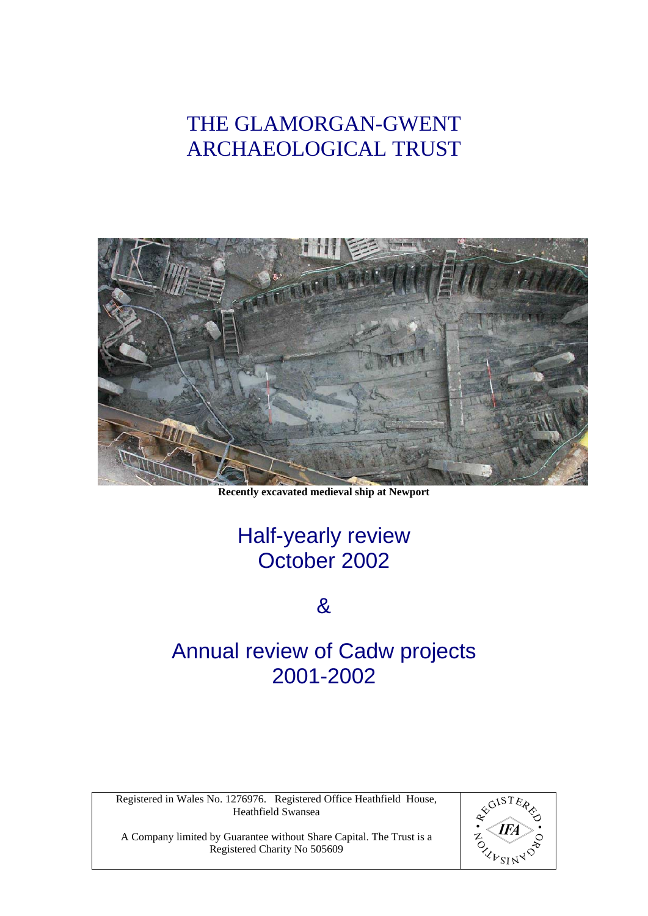# THE GLAMORGAN-GWENT ARCHAEOLOGICAL TRUST

**Recently excavated medieval ship at Newport**

## Half-yearly review October 2002

## &

## Annual review of Cadw projects 2001-2002

Registered in Wales No. 1276976. Registered Office Heathfield House, Heathfield Swansea

A Company limited by Guarantee without Share Capital. The Trust is a Registered Charity No 505609

REGISTERED ORGANISATION IFA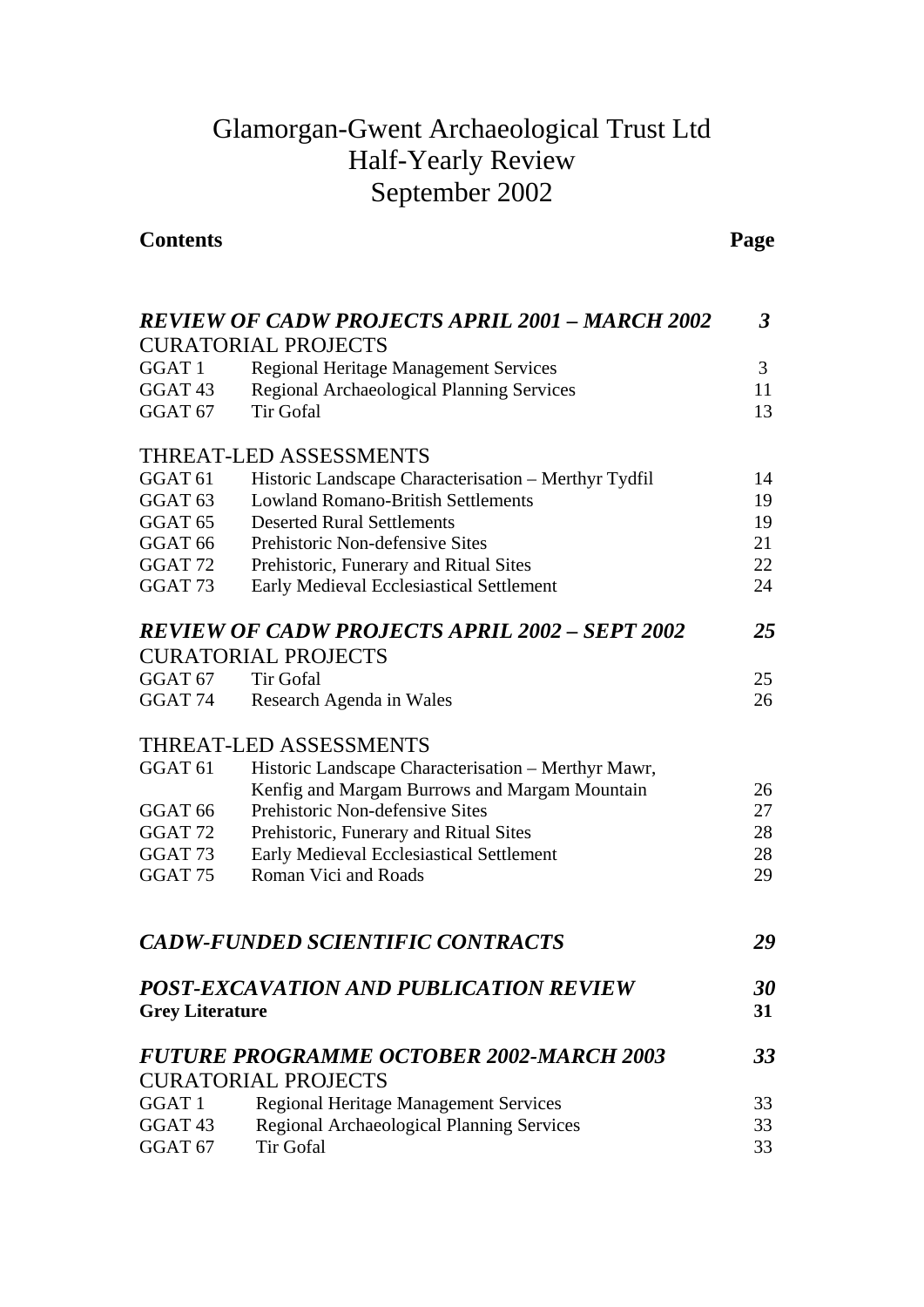# Glamorgan-Gwent Archaeological Trust Ltd
# Half-Yearly Review
# September 2002

| **Contents** | | **Page** |
|---|---|---|
| ***REVIEW OF CADW PROJECTS APRIL 2001 – MARCH 2002*** | | ***3*** |
| CURATORIAL PROJECTS | | |
| GGAT 1 | Regional Heritage Management Services | 3 |
| GGAT 43 | Regional Archaeological Planning Services | 11 |
| GGAT 67 | Tir Gofal | 13 |
| THREAT-LED ASSESSMENTS | | |
| GGAT 61 | Historic Landscape Characterisation – Merthyr Tydfil | 14 |
| GGAT 63 | Lowland Romano-British Settlements | 19 |
| GGAT 65 | Deserted Rural Settlements | 19 |
| GGAT 66 | Prehistoric Non-defensive Sites | 21 |
| GGAT 72 | Prehistoric, Funerary and Ritual Sites | 22 |
| GGAT 73 | Early Medieval Ecclesiastical Settlement | 24 |
| ***REVIEW OF CADW PROJECTS APRIL 2002 – SEPT 2002*** | | ***25*** |
| CURATORIAL PROJECTS | | |
| GGAT 67 | Tir Gofal | 25 |
| GGAT 74 | Research Agenda in Wales | 26 |
| THREAT-LED ASSESSMENTS | | |
| GGAT 61 | Historic Landscape Characterisation – Merthyr Mawr, Kenfig and Margam Burrows and Margam Mountain | 26 |
| GGAT 66 | Prehistoric Non-defensive Sites | 27 |
| GGAT 72 | Prehistoric, Funerary and Ritual Sites | 28 |
| GGAT 73 | Early Medieval Ecclesiastical Settlement | 28 |
| GGAT 75 | Roman Vici and Roads | 29 |
| ***CADW-FUNDED SCIENTIFIC CONTRACTS*** | | ***29*** |
| ***POST-EXCAVATION AND PUBLICATION REVIEW*** | | ***30*** |
| **Grey Literature** | | **31** |
| ***FUTURE PROGRAMME OCTOBER 2002-MARCH 2003*** | | ***33*** |
| CURATORIAL PROJECTS | | |
| GGAT 1 | Regional Heritage Management Services | 33 |
| GGAT 43 | Regional Archaeological Planning Services | 33 |
| GGAT 67 | Tir Gofal | 33 |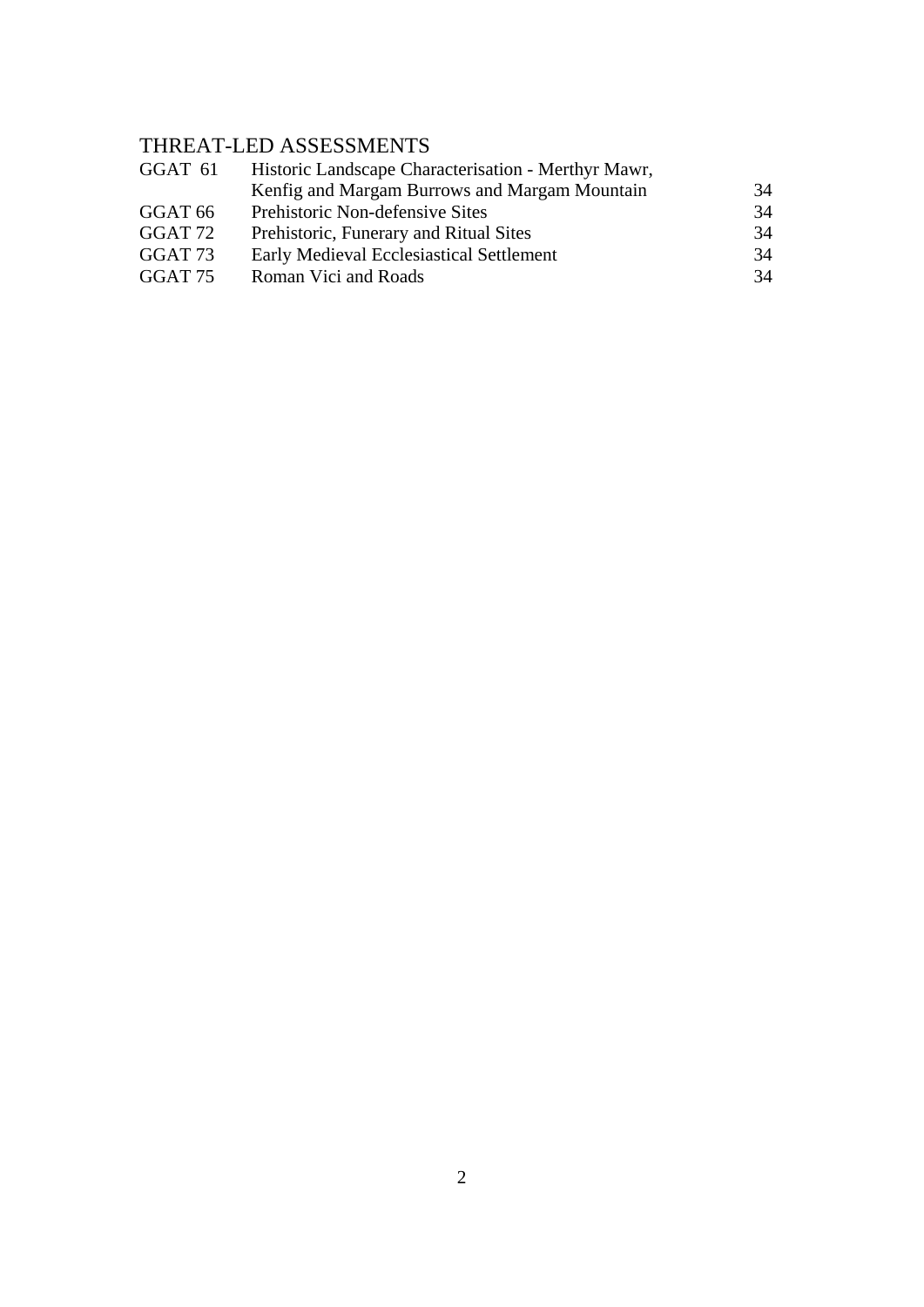## THREAT-LED ASSESSMENTS

| | | |
|---|---|---|
| GGAT 61 | Historic Landscape Characterisation - Merthyr Mawr, Kenfig and Margam Burrows and Margam Mountain | 34 |
| GGAT 66 | Prehistoric Non-defensive Sites | 34 |
| GGAT 72 | Prehistoric, Funerary and Ritual Sites | 34 |
| GGAT 73 | Early Medieval Ecclesiastical Settlement | 34 |
| GGAT 75 | Roman Vici and Roads | 34 |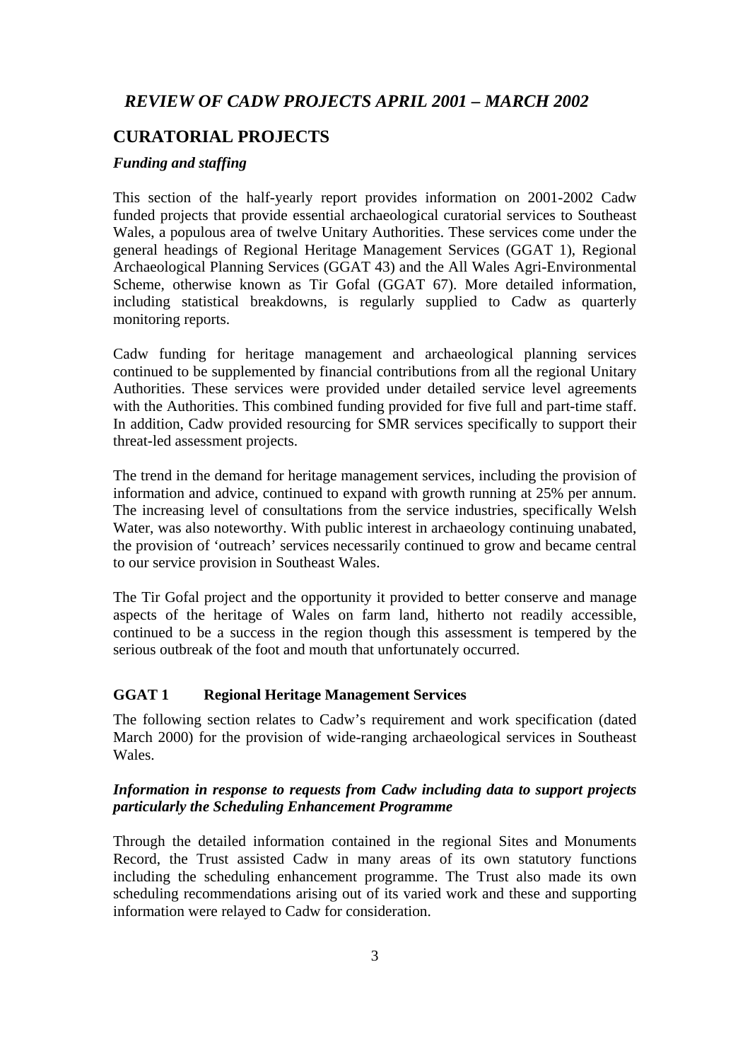## *REVIEW OF CADW PROJECTS APRIL 2001 – MARCH 2002*

## CURATORIAL PROJECTS

### *Funding and staffing*

This section of the half-yearly report provides information on 2001-2002 Cadw funded projects that provide essential archaeological curatorial services to Southeast Wales, a populous area of twelve Unitary Authorities. These services come under the general headings of Regional Heritage Management Services (GGAT 1), Regional Archaeological Planning Services (GGAT 43) and the All Wales Agri-Environmental Scheme, otherwise known as Tir Gofal (GGAT 67). More detailed information, including statistical breakdowns, is regularly supplied to Cadw as quarterly monitoring reports.

Cadw funding for heritage management and archaeological planning services continued to be supplemented by financial contributions from all the regional Unitary Authorities. These services were provided under detailed service level agreements with the Authorities. This combined funding provided for five full and part-time staff. In addition, Cadw provided resourcing for SMR services specifically to support their threat-led assessment projects.

The trend in the demand for heritage management services, including the provision of information and advice, continued to expand with growth running at 25% per annum. The increasing level of consultations from the service industries, specifically Welsh Water, was also noteworthy. With public interest in archaeology continuing unabated, the provision of 'outreach' services necessarily continued to grow and became central to our service provision in Southeast Wales.

The Tir Gofal project and the opportunity it provided to better conserve and manage aspects of the heritage of Wales on farm land, hitherto not readily accessible, continued to be a success in the region though this assessment is tempered by the serious outbreak of the foot and mouth that unfortunately occurred.

### GGAT 1 Regional Heritage Management Services

The following section relates to Cadw's requirement and work specification (dated March 2000) for the provision of wide-ranging archaeological services in Southeast Wales.

#### *Information in response to requests from Cadw including data to support projects particularly the Scheduling Enhancement Programme*

Through the detailed information contained in the regional Sites and Monuments Record, the Trust assisted Cadw in many areas of its own statutory functions including the scheduling enhancement programme. The Trust also made its own scheduling recommendations arising out of its varied work and these and supporting information were relayed to Cadw for consideration.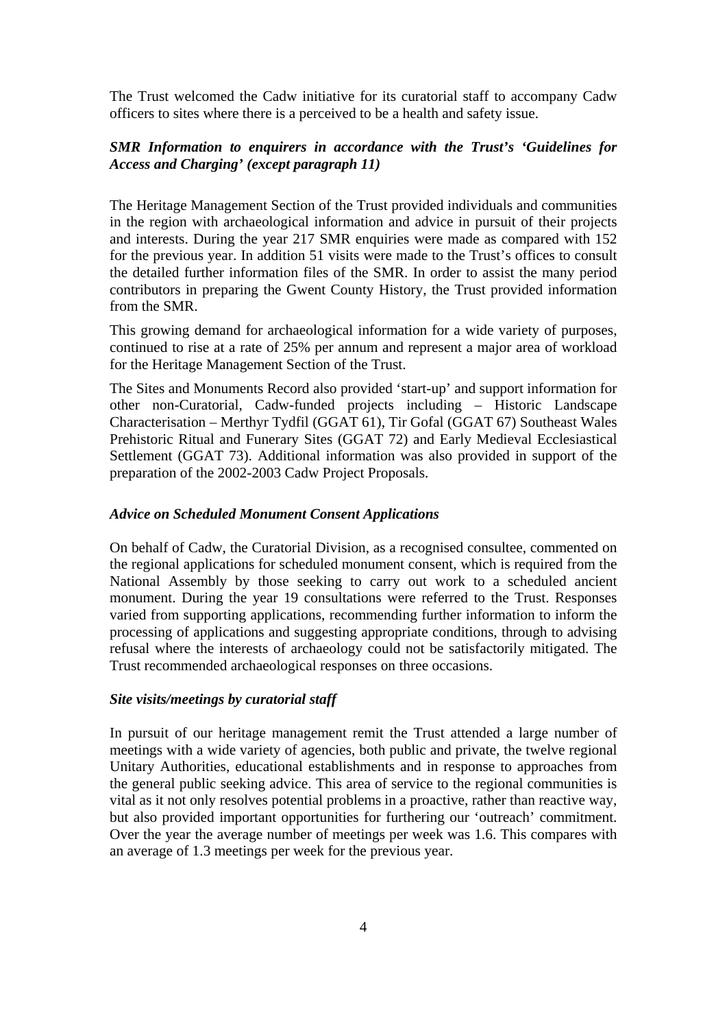The Trust welcomed the Cadw initiative for its curatorial staff to accompany Cadw officers to sites where there is a perceived to be a health and safety issue.

### *SMR Information to enquirers in accordance with the Trust's 'Guidelines for Access and Charging' (except paragraph 11)*

The Heritage Management Section of the Trust provided individuals and communities in the region with archaeological information and advice in pursuit of their projects and interests. During the year 217 SMR enquiries were made as compared with 152 for the previous year. In addition 51 visits were made to the Trust's offices to consult the detailed further information files of the SMR. In order to assist the many period contributors in preparing the Gwent County History, the Trust provided information from the SMR.

This growing demand for archaeological information for a wide variety of purposes, continued to rise at a rate of 25% per annum and represent a major area of workload for the Heritage Management Section of the Trust.

The Sites and Monuments Record also provided 'start-up' and support information for other non-Curatorial, Cadw-funded projects including – Historic Landscape Characterisation – Merthyr Tydfil (GGAT 61), Tir Gofal (GGAT 67) Southeast Wales Prehistoric Ritual and Funerary Sites (GGAT 72) and Early Medieval Ecclesiastical Settlement (GGAT 73). Additional information was also provided in support of the preparation of the 2002-2003 Cadw Project Proposals.

### *Advice on Scheduled Monument Consent Applications*

On behalf of Cadw, the Curatorial Division, as a recognised consultee, commented on the regional applications for scheduled monument consent, which is required from the National Assembly by those seeking to carry out work to a scheduled ancient monument. During the year 19 consultations were referred to the Trust. Responses varied from supporting applications, recommending further information to inform the processing of applications and suggesting appropriate conditions, through to advising refusal where the interests of archaeology could not be satisfactorily mitigated. The Trust recommended archaeological responses on three occasions.

### *Site visits/meetings by curatorial staff*

In pursuit of our heritage management remit the Trust attended a large number of meetings with a wide variety of agencies, both public and private, the twelve regional Unitary Authorities, educational establishments and in response to approaches from the general public seeking advice. This area of service to the regional communities is vital as it not only resolves potential problems in a proactive, rather than reactive way, but also provided important opportunities for furthering our 'outreach' commitment. Over the year the average number of meetings per week was 1.6. This compares with an average of 1.3 meetings per week for the previous year.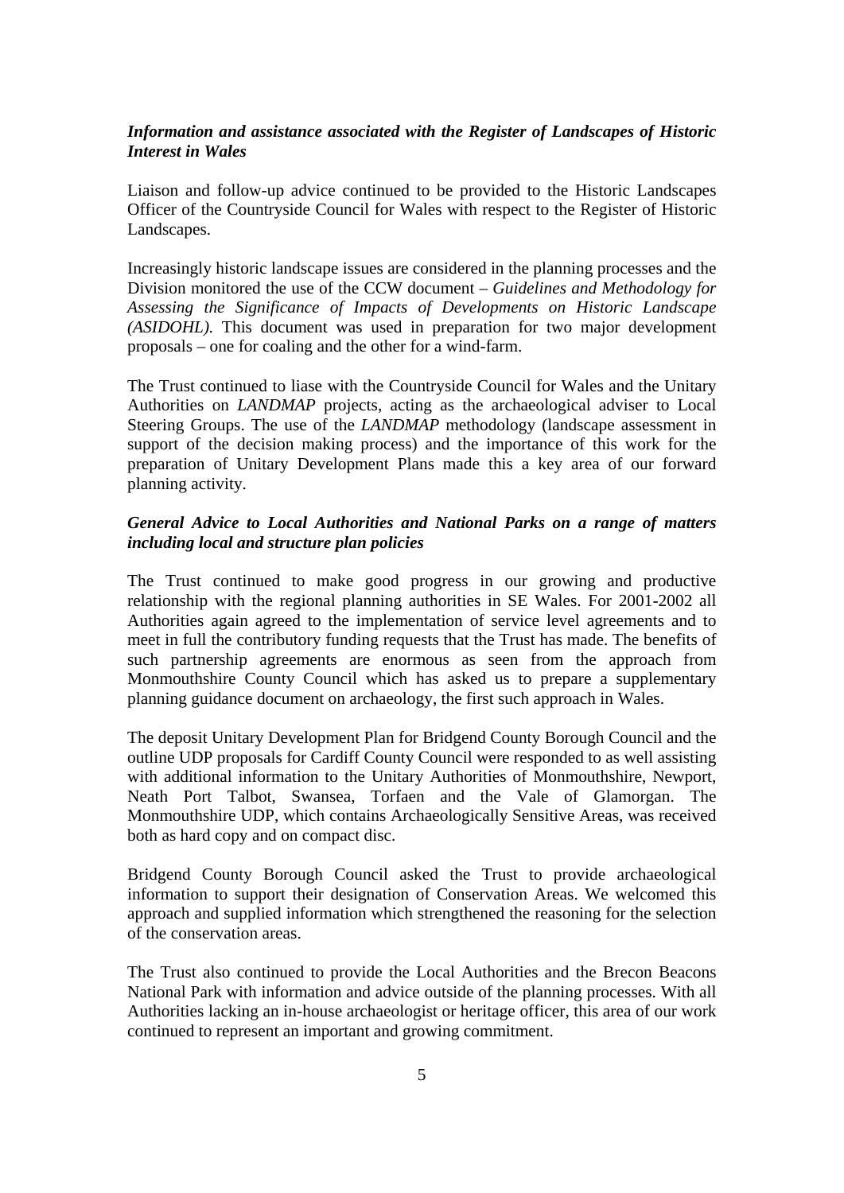### *Information and assistance associated with the Register of Landscapes of Historic Interest in Wales*

Liaison and follow-up advice continued to be provided to the Historic Landscapes Officer of the Countryside Council for Wales with respect to the Register of Historic Landscapes.

Increasingly historic landscape issues are considered in the planning processes and the Division monitored the use of the CCW document – *Guidelines and Methodology for Assessing the Significance of Impacts of Developments on Historic Landscape (ASIDOHL).* This document was used in preparation for two major development proposals – one for coaling and the other for a wind-farm.

The Trust continued to liase with the Countryside Council for Wales and the Unitary Authorities on *LANDMAP* projects, acting as the archaeological adviser to Local Steering Groups. The use of the *LANDMAP* methodology (landscape assessment in support of the decision making process) and the importance of this work for the preparation of Unitary Development Plans made this a key area of our forward planning activity.

### *General Advice to Local Authorities and National Parks on a range of matters including local and structure plan policies*

The Trust continued to make good progress in our growing and productive relationship with the regional planning authorities in SE Wales. For 2001-2002 all Authorities again agreed to the implementation of service level agreements and to meet in full the contributory funding requests that the Trust has made. The benefits of such partnership agreements are enormous as seen from the approach from Monmouthshire County Council which has asked us to prepare a supplementary planning guidance document on archaeology, the first such approach in Wales.

The deposit Unitary Development Plan for Bridgend County Borough Council and the outline UDP proposals for Cardiff County Council were responded to as well assisting with additional information to the Unitary Authorities of Monmouthshire, Newport, Neath Port Talbot, Swansea, Torfaen and the Vale of Glamorgan. The Monmouthshire UDP, which contains Archaeologically Sensitive Areas, was received both as hard copy and on compact disc.

Bridgend County Borough Council asked the Trust to provide archaeological information to support their designation of Conservation Areas. We welcomed this approach and supplied information which strengthened the reasoning for the selection of the conservation areas.

The Trust also continued to provide the Local Authorities and the Brecon Beacons National Park with information and advice outside of the planning processes. With all Authorities lacking an in-house archaeologist or heritage officer, this area of our work continued to represent an important and growing commitment.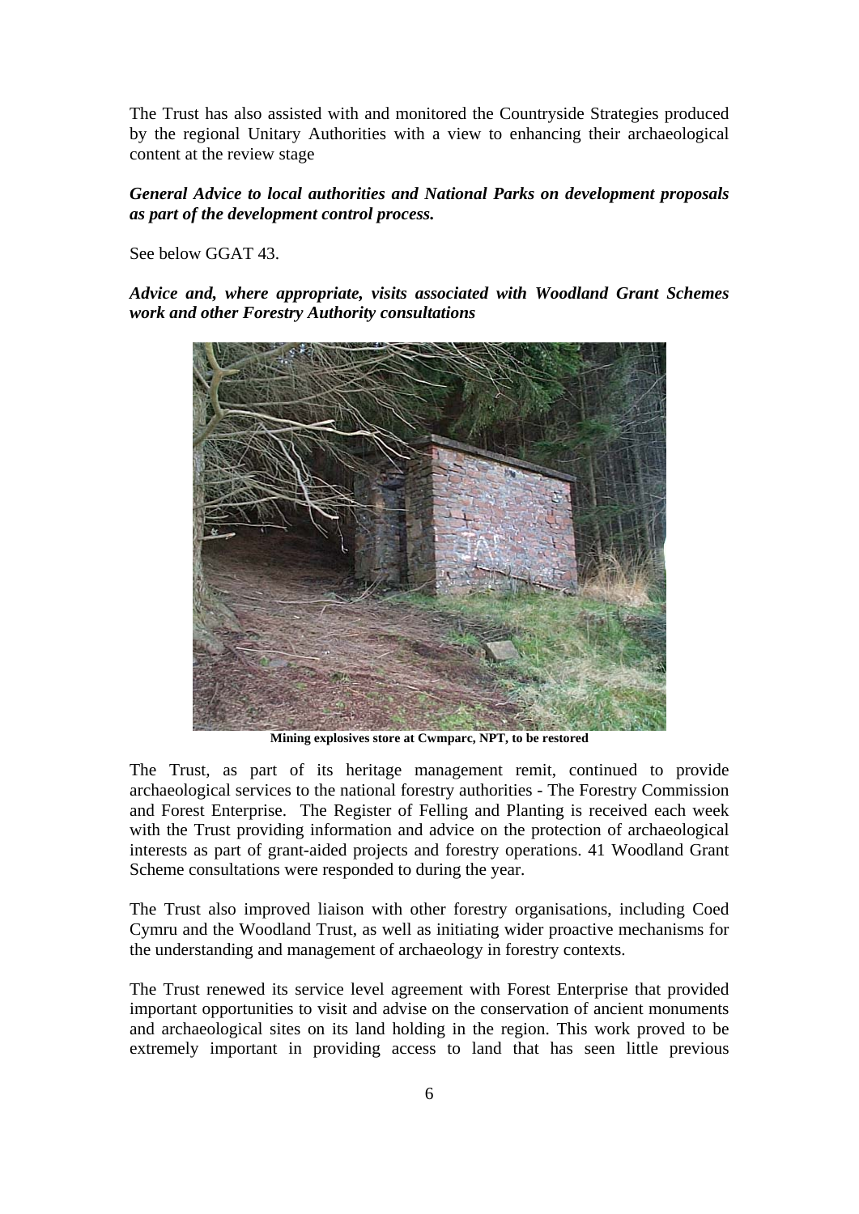The Trust has also assisted with and monitored the Countryside Strategies produced by the regional Unitary Authorities with a view to enhancing their archaeological content at the review stage

***General Advice to local authorities and National Parks on development proposals as part of the development control process.***

See below GGAT 43.

***Advice and, where appropriate, visits associated with Woodland Grant Schemes work and other Forestry Authority consultations***

**Mining explosives store at Cwmparc, NPT, to be restored**

The Trust, as part of its heritage management remit, continued to provide archaeological services to the national forestry authorities - The Forestry Commission and Forest Enterprise. The Register of Felling and Planting is received each week with the Trust providing information and advice on the protection of archaeological interests as part of grant-aided projects and forestry operations. 41 Woodland Grant Scheme consultations were responded to during the year.

The Trust also improved liaison with other forestry organisations, including Coed Cymru and the Woodland Trust, as well as initiating wider proactive mechanisms for the understanding and management of archaeology in forestry contexts.

The Trust renewed its service level agreement with Forest Enterprise that provided important opportunities to visit and advise on the conservation of ancient monuments and archaeological sites on its land holding in the region. This work proved to be extremely important in providing access to land that has seen little previous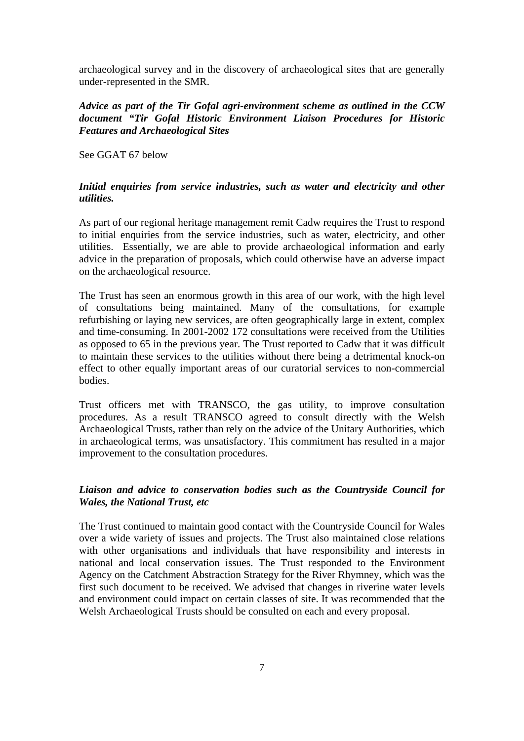archaeological survey and in the discovery of archaeological sites that are generally under-represented in the SMR.

***Advice as part of the Tir Gofal agri-environment scheme as outlined in the CCW document "Tir Gofal Historic Environment Liaison Procedures for Historic Features and Archaeological Sites***

See GGAT 67 below

***Initial enquiries from service industries, such as water and electricity and other utilities.***

As part of our regional heritage management remit Cadw requires the Trust to respond to initial enquiries from the service industries, such as water, electricity, and other utilities. Essentially, we are able to provide archaeological information and early advice in the preparation of proposals, which could otherwise have an adverse impact on the archaeological resource.

The Trust has seen an enormous growth in this area of our work, with the high level of consultations being maintained. Many of the consultations, for example refurbishing or laying new services, are often geographically large in extent, complex and time-consuming. In 2001-2002 172 consultations were received from the Utilities as opposed to 65 in the previous year. The Trust reported to Cadw that it was difficult to maintain these services to the utilities without there being a detrimental knock-on effect to other equally important areas of our curatorial services to non-commercial bodies.

Trust officers met with TRANSCO, the gas utility, to improve consultation procedures. As a result TRANSCO agreed to consult directly with the Welsh Archaeological Trusts, rather than rely on the advice of the Unitary Authorities, which in archaeological terms, was unsatisfactory. This commitment has resulted in a major improvement to the consultation procedures.

***Liaison and advice to conservation bodies such as the Countryside Council for Wales, the National Trust, etc***

The Trust continued to maintain good contact with the Countryside Council for Wales over a wide variety of issues and projects. The Trust also maintained close relations with other organisations and individuals that have responsibility and interests in national and local conservation issues. The Trust responded to the Environment Agency on the Catchment Abstraction Strategy for the River Rhymney, which was the first such document to be received. We advised that changes in riverine water levels and environment could impact on certain classes of site. It was recommended that the Welsh Archaeological Trusts should be consulted on each and every proposal.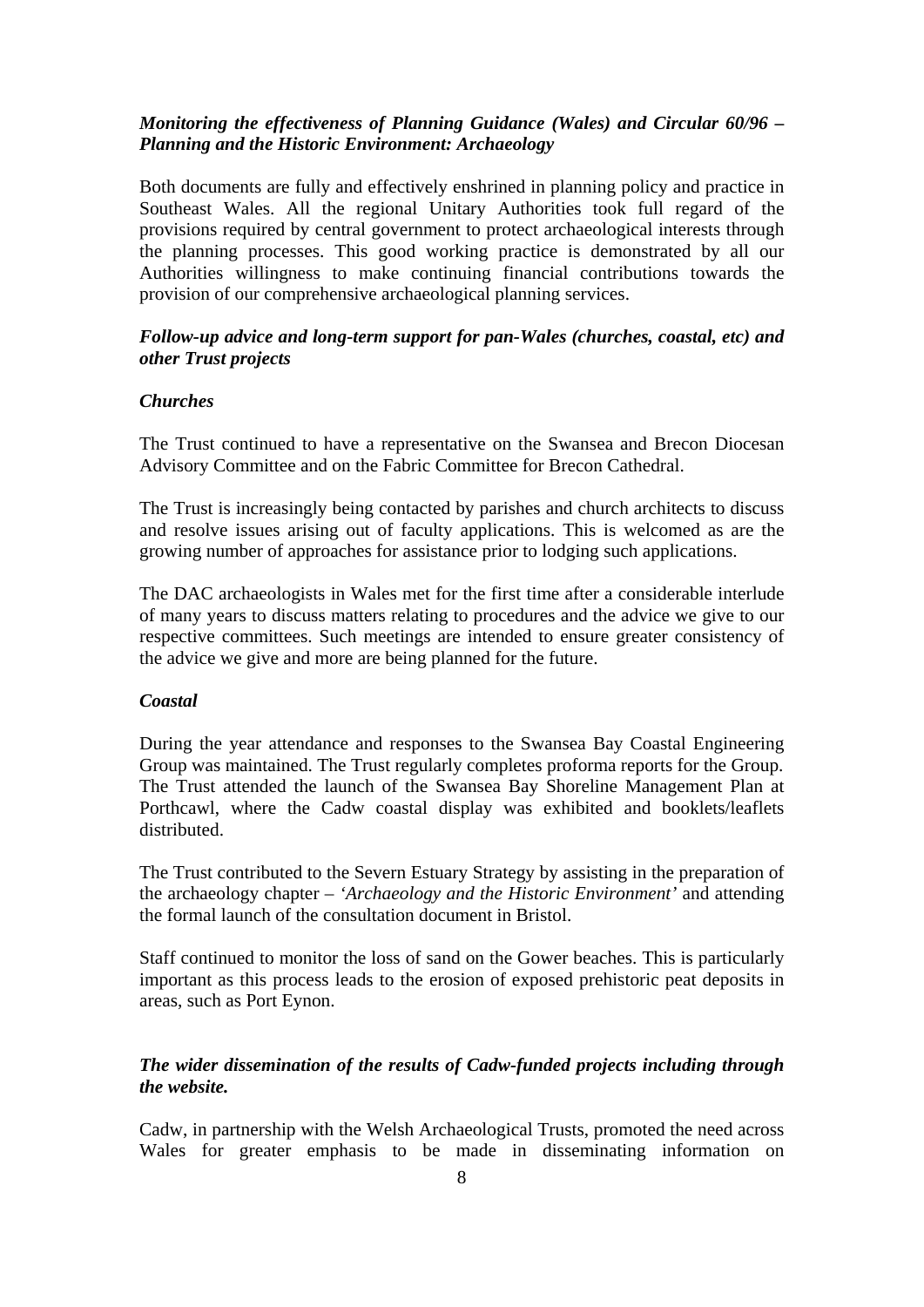***Monitoring the effectiveness of Planning Guidance (Wales) and Circular 60/96 – Planning and the Historic Environment: Archaeology***

Both documents are fully and effectively enshrined in planning policy and practice in Southeast Wales. All the regional Unitary Authorities took full regard of the provisions required by central government to protect archaeological interests through the planning processes. This good working practice is demonstrated by all our Authorities willingness to make continuing financial contributions towards the provision of our comprehensive archaeological planning services.

***Follow-up advice and long-term support for pan-Wales (churches, coastal, etc) and other Trust projects***

***Churches***

The Trust continued to have a representative on the Swansea and Brecon Diocesan Advisory Committee and on the Fabric Committee for Brecon Cathedral.

The Trust is increasingly being contacted by parishes and church architects to discuss and resolve issues arising out of faculty applications. This is welcomed as are the growing number of approaches for assistance prior to lodging such applications.

The DAC archaeologists in Wales met for the first time after a considerable interlude of many years to discuss matters relating to procedures and the advice we give to our respective committees. Such meetings are intended to ensure greater consistency of the advice we give and more are being planned for the future.

***Coastal***

During the year attendance and responses to the Swansea Bay Coastal Engineering Group was maintained. The Trust regularly completes proforma reports for the Group. The Trust attended the launch of the Swansea Bay Shoreline Management Plan at Porthcawl, where the Cadw coastal display was exhibited and booklets/leaflets distributed.

The Trust contributed to the Severn Estuary Strategy by assisting in the preparation of the archaeology chapter – '*Archaeology and the Historic Environment'* and attending the formal launch of the consultation document in Bristol.

Staff continued to monitor the loss of sand on the Gower beaches. This is particularly important as this process leads to the erosion of exposed prehistoric peat deposits in areas, such as Port Eynon.

***The wider dissemination of the results of Cadw-funded projects including through the website.***

Cadw, in partnership with the Welsh Archaeological Trusts, promoted the need across Wales for greater emphasis to be made in disseminating information on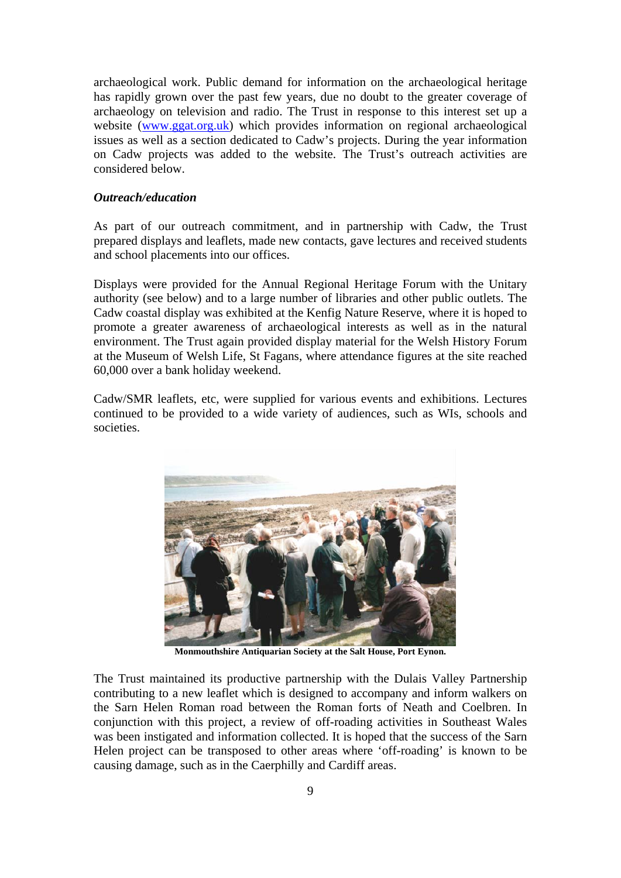archaeological work. Public demand for information on the archaeological heritage has rapidly grown over the past few years, due no doubt to the greater coverage of archaeology on television and radio. The Trust in response to this interest set up a website ([www.ggat.org.uk](http://www.ggat.org.uk)) which provides information on regional archaeological issues as well as a section dedicated to Cadw's projects. During the year information on Cadw projects was added to the website. The Trust's outreach activities are considered below.

***Outreach/education***

As part of our outreach commitment, and in partnership with Cadw, the Trust prepared displays and leaflets, made new contacts, gave lectures and received students and school placements into our offices.

Displays were provided for the Annual Regional Heritage Forum with the Unitary authority (see below) and to a large number of libraries and other public outlets. The Cadw coastal display was exhibited at the Kenfig Nature Reserve, where it is hoped to promote a greater awareness of archaeological interests as well as in the natural environment. The Trust again provided display material for the Welsh History Forum at the Museum of Welsh Life, St Fagans, where attendance figures at the site reached 60,000 over a bank holiday weekend.

Cadw/SMR leaflets, etc, were supplied for various events and exhibitions. Lectures continued to be provided to a wide variety of audiences, such as WIs, schools and societies.

**Monmouthshire Antiquarian Society at the Salt House, Port Eynon.**

The Trust maintained its productive partnership with the Dulais Valley Partnership contributing to a new leaflet which is designed to accompany and inform walkers on the Sarn Helen Roman road between the Roman forts of Neath and Coelbren. In conjunction with this project, a review of off-roading activities in Southeast Wales was been instigated and information collected. It is hoped that the success of the Sarn Helen project can be transposed to other areas where 'off-roading' is known to be causing damage, such as in the Caerphilly and Cardiff areas.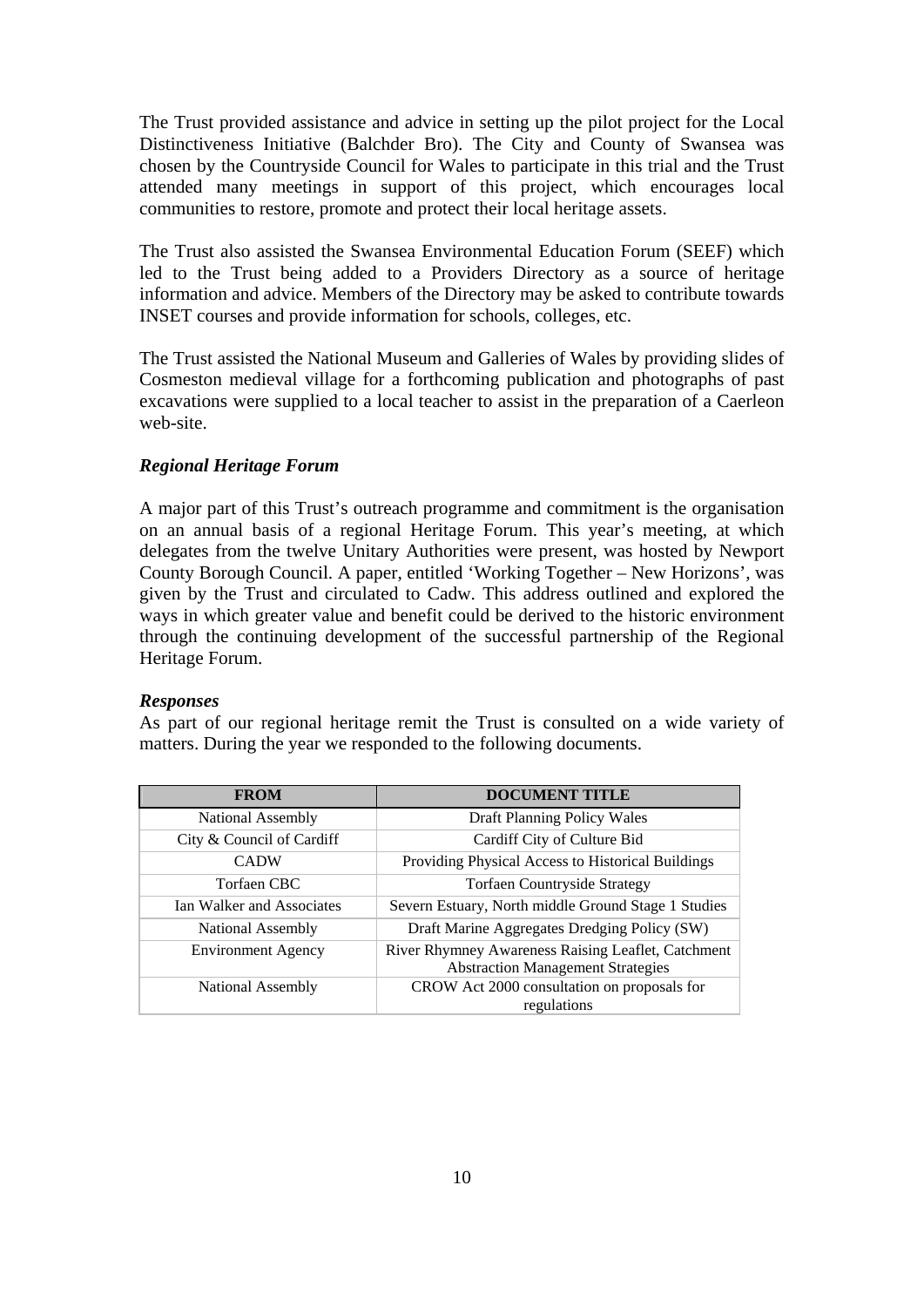The Trust provided assistance and advice in setting up the pilot project for the Local Distinctiveness Initiative (Balchder Bro). The City and County of Swansea was chosen by the Countryside Council for Wales to participate in this trial and the Trust attended many meetings in support of this project, which encourages local communities to restore, promote and protect their local heritage assets.

The Trust also assisted the Swansea Environmental Education Forum (SEEF) which led to the Trust being added to a Providers Directory as a source of heritage information and advice. Members of the Directory may be asked to contribute towards INSET courses and provide information for schools, colleges, etc.

The Trust assisted the National Museum and Galleries of Wales by providing slides of Cosmeston medieval village for a forthcoming publication and photographs of past excavations were supplied to a local teacher to assist in the preparation of a Caerleon web-site.

### *Regional Heritage Forum*

A major part of this Trust's outreach programme and commitment is the organisation on an annual basis of a regional Heritage Forum. This year's meeting, at which delegates from the twelve Unitary Authorities were present, was hosted by Newport County Borough Council. A paper, entitled 'Working Together – New Horizons', was given by the Trust and circulated to Cadw. This address outlined and explored the ways in which greater value and benefit could be derived to the historic environment through the continuing development of the successful partnership of the Regional Heritage Forum.

### *Responses*

As part of our regional heritage remit the Trust is consulted on a wide variety of matters. During the year we responded to the following documents.

| FROM | DOCUMENT TITLE |
|---|---|
| National Assembly | Draft Planning Policy Wales |
| City & Council of Cardiff | Cardiff City of Culture Bid |
| CADW | Providing Physical Access to Historical Buildings |
| Torfaen CBC | Torfaen Countryside Strategy |
| Ian Walker and Associates | Severn Estuary, North middle Ground Stage 1 Studies |
| National Assembly | Draft Marine Aggregates Dredging Policy (SW) |
| Environment Agency | River Rhymney Awareness Raising Leaflet, Catchment Abstraction Management Strategies |
| National Assembly | CROW Act 2000 consultation on proposals for regulations |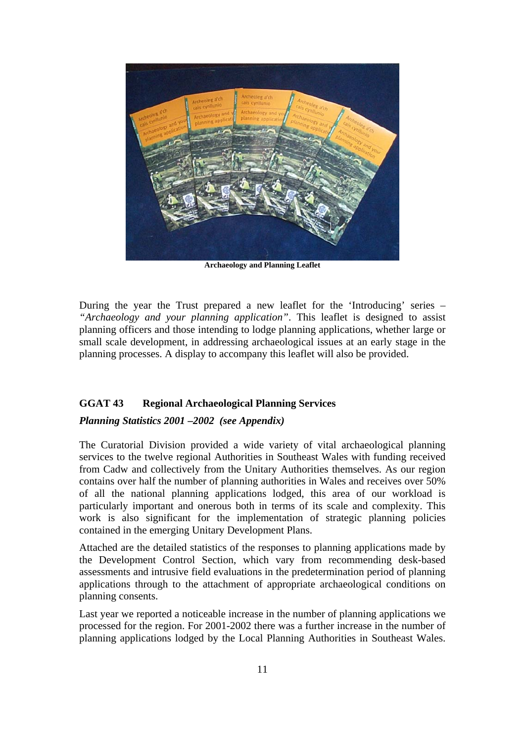**Archaeology and Planning Leaflet**

During the year the Trust prepared a new leaflet for the 'Introducing' series – *"Archaeology and your planning application"*. This leaflet is designed to assist planning officers and those intending to lodge planning applications, whether large or small scale development, in addressing archaeological issues at an early stage in the planning processes. A display to accompany this leaflet will also be provided.

## GGAT 43 Regional Archaeological Planning Services

***Planning Statistics 2001 –2002 (see Appendix)***

The Curatorial Division provided a wide variety of vital archaeological planning services to the twelve regional Authorities in Southeast Wales with funding received from Cadw and collectively from the Unitary Authorities themselves. As our region contains over half the number of planning authorities in Wales and receives over 50% of all the national planning applications lodged, this area of our workload is particularly important and onerous both in terms of its scale and complexity. This work is also significant for the implementation of strategic planning policies contained in the emerging Unitary Development Plans.

Attached are the detailed statistics of the responses to planning applications made by the Development Control Section, which vary from recommending desk-based assessments and intrusive field evaluations in the predetermination period of planning applications through to the attachment of appropriate archaeological conditions on planning consents.

Last year we reported a noticeable increase in the number of planning applications we processed for the region. For 2001-2002 there was a further increase in the number of planning applications lodged by the Local Planning Authorities in Southeast Wales.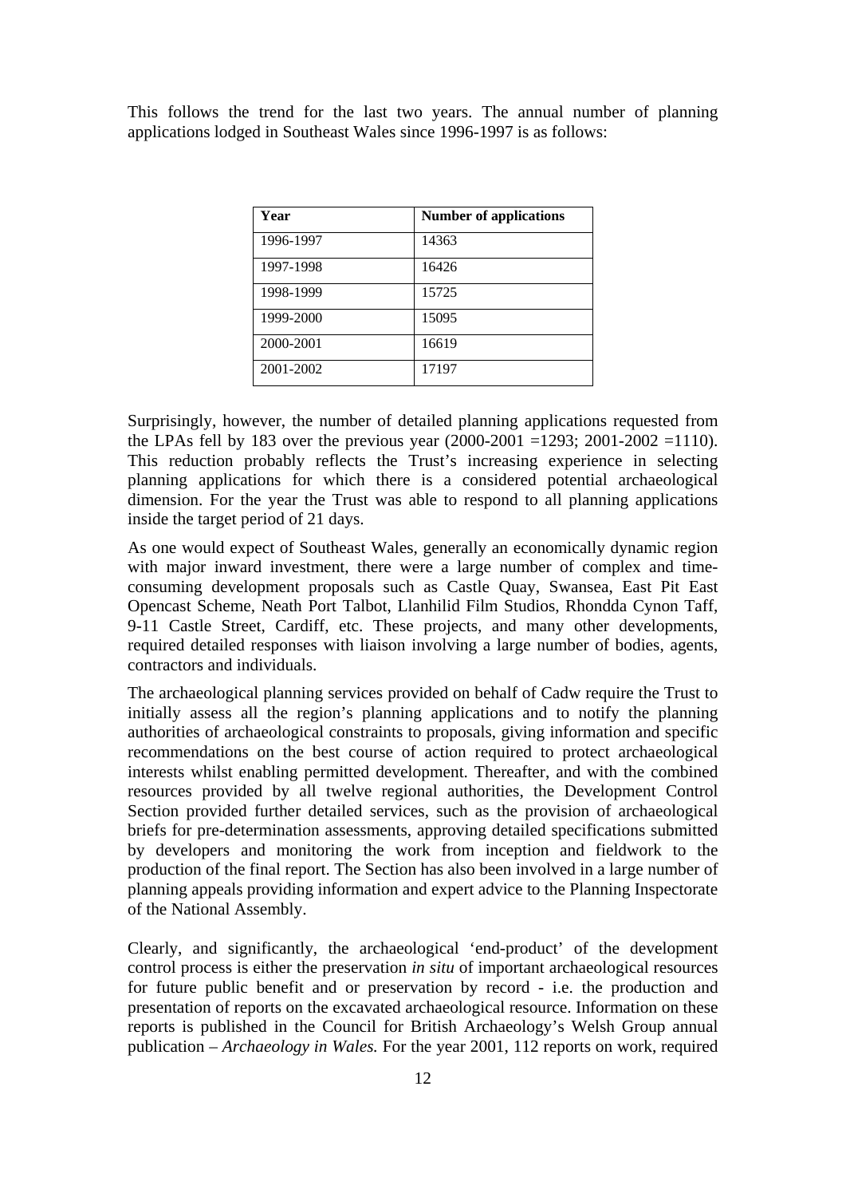This follows the trend for the last two years. The annual number of planning applications lodged in Southeast Wales since 1996-1997 is as follows:

| Year | Number of applications |
|---|---|
| 1996-1997 | 14363 |
| 1997-1998 | 16426 |
| 1998-1999 | 15725 |
| 1999-2000 | 15095 |
| 2000-2001 | 16619 |
| 2001-2002 | 17197 |

Surprisingly, however, the number of detailed planning applications requested from the LPAs fell by 183 over the previous year (2000-2001 =1293; 2001-2002 =1110). This reduction probably reflects the Trust's increasing experience in selecting planning applications for which there is a considered potential archaeological dimension. For the year the Trust was able to respond to all planning applications inside the target period of 21 days.

As one would expect of Southeast Wales, generally an economically dynamic region with major inward investment, there were a large number of complex and time-consuming development proposals such as Castle Quay, Swansea, East Pit East Opencast Scheme, Neath Port Talbot, Llanhilid Film Studios, Rhondda Cynon Taff, 9-11 Castle Street, Cardiff, etc. These projects, and many other developments, required detailed responses with liaison involving a large number of bodies, agents, contractors and individuals.

The archaeological planning services provided on behalf of Cadw require the Trust to initially assess all the region's planning applications and to notify the planning authorities of archaeological constraints to proposals, giving information and specific recommendations on the best course of action required to protect archaeological interests whilst enabling permitted development. Thereafter, and with the combined resources provided by all twelve regional authorities, the Development Control Section provided further detailed services, such as the provision of archaeological briefs for pre-determination assessments, approving detailed specifications submitted by developers and monitoring the work from inception and fieldwork to the production of the final report. The Section has also been involved in a large number of planning appeals providing information and expert advice to the Planning Inspectorate of the National Assembly.

Clearly, and significantly, the archaeological 'end-product' of the development control process is either the preservation *in situ* of important archaeological resources for future public benefit and or preservation by record - i.e. the production and presentation of reports on the excavated archaeological resource. Information on these reports is published in the Council for British Archaeology's Welsh Group annual publication – *Archaeology in Wales.* For the year 2001, 112 reports on work, required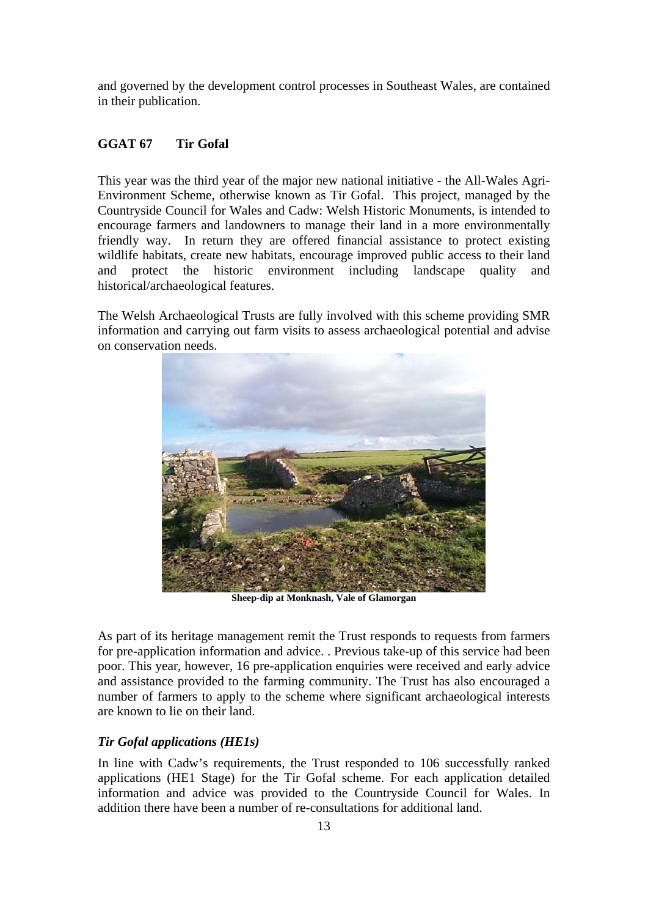and governed by the development control processes in Southeast Wales, are contained in their publication.

## GGAT 67 Tir Gofal

This year was the third year of the major new national initiative - the All-Wales Agri-Environment Scheme, otherwise known as Tir Gofal. This project, managed by the Countryside Council for Wales and Cadw: Welsh Historic Monuments, is intended to encourage farmers and landowners to manage their land in a more environmentally friendly way. In return they are offered financial assistance to protect existing wildlife habitats, create new habitats, encourage improved public access to their land and protect the historic environment including landscape quality and historical/archaeological features.

The Welsh Archaeological Trusts are fully involved with this scheme providing SMR information and carrying out farm visits to assess archaeological potential and advise on conservation needs.

**Sheep-dip at Monknash, Vale of Glamorgan**

As part of its heritage management remit the Trust responds to requests from farmers for pre-application information and advice. . Previous take-up of this service had been poor. This year, however, 16 pre-application enquiries were received and early advice and assistance provided to the farming community. The Trust has also encouraged a number of farmers to apply to the scheme where significant archaeological interests are known to lie on their land.

### *Tir Gofal applications (HE1s)*

In line with Cadw's requirements, the Trust responded to 106 successfully ranked applications (HE1 Stage) for the Tir Gofal scheme. For each application detailed information and advice was provided to the Countryside Council for Wales. In addition there have been a number of re-consultations for additional land.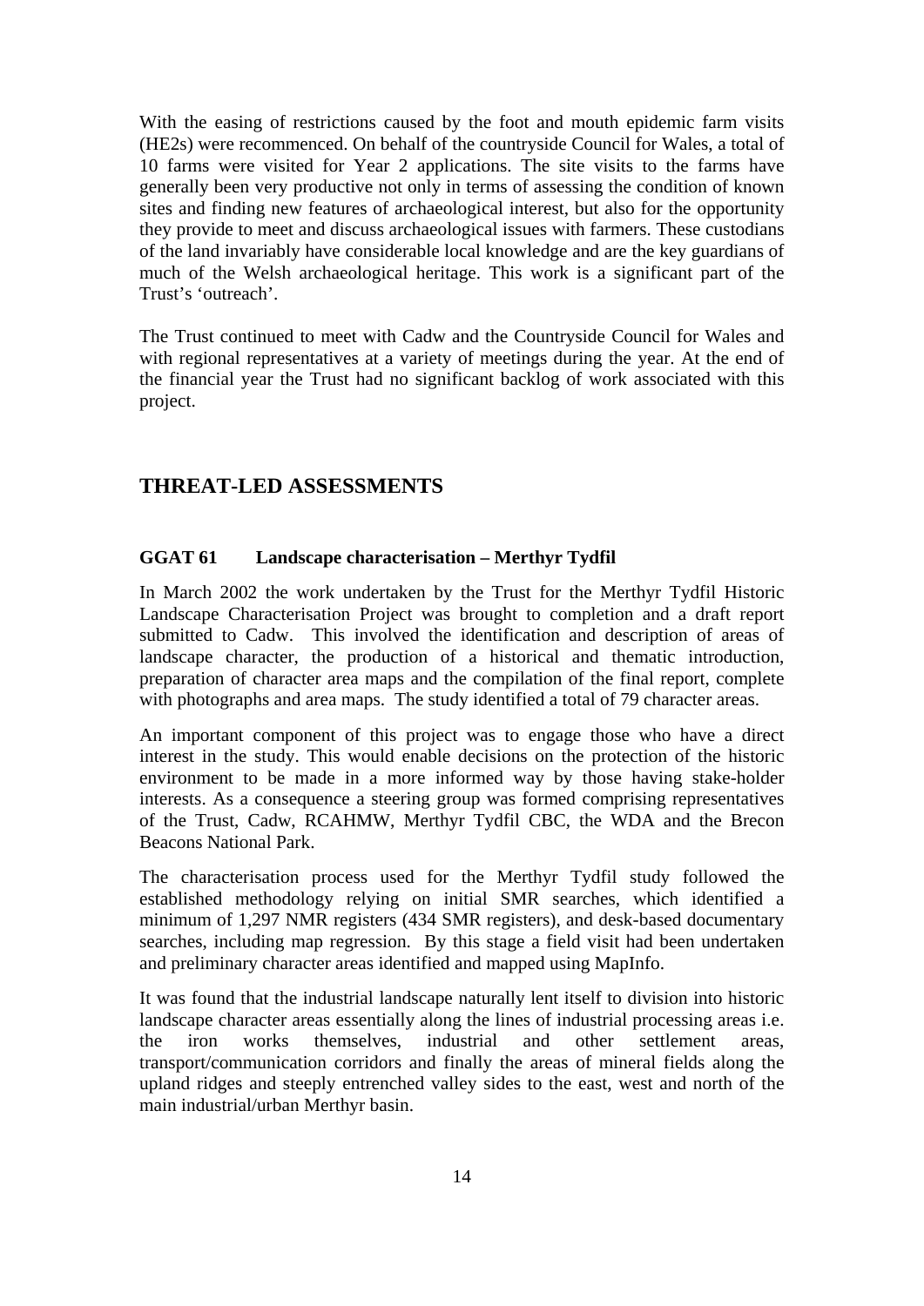With the easing of restrictions caused by the foot and mouth epidemic farm visits (HE2s) were recommenced. On behalf of the countryside Council for Wales, a total of 10 farms were visited for Year 2 applications. The site visits to the farms have generally been very productive not only in terms of assessing the condition of known sites and finding new features of archaeological interest, but also for the opportunity they provide to meet and discuss archaeological issues with farmers. These custodians of the land invariably have considerable local knowledge and are the key guardians of much of the Welsh archaeological heritage. This work is a significant part of the Trust's 'outreach'.

The Trust continued to meet with Cadw and the Countryside Council for Wales and with regional representatives at a variety of meetings during the year. At the end of the financial year the Trust had no significant backlog of work associated with this project.

## THREAT-LED ASSESSMENTS

### GGAT 61 Landscape characterisation – Merthyr Tydfil

In March 2002 the work undertaken by the Trust for the Merthyr Tydfil Historic Landscape Characterisation Project was brought to completion and a draft report submitted to Cadw. This involved the identification and description of areas of landscape character, the production of a historical and thematic introduction, preparation of character area maps and the compilation of the final report, complete with photographs and area maps. The study identified a total of 79 character areas.

An important component of this project was to engage those who have a direct interest in the study. This would enable decisions on the protection of the historic environment to be made in a more informed way by those having stake-holder interests. As a consequence a steering group was formed comprising representatives of the Trust, Cadw, RCAHMW, Merthyr Tydfil CBC, the WDA and the Brecon Beacons National Park.

The characterisation process used for the Merthyr Tydfil study followed the established methodology relying on initial SMR searches, which identified a minimum of 1,297 NMR registers (434 SMR registers), and desk-based documentary searches, including map regression. By this stage a field visit had been undertaken and preliminary character areas identified and mapped using MapInfo.

It was found that the industrial landscape naturally lent itself to division into historic landscape character areas essentially along the lines of industrial processing areas i.e. the iron works themselves, industrial and other settlement areas, transport/communication corridors and finally the areas of mineral fields along the upland ridges and steeply entrenched valley sides to the east, west and north of the main industrial/urban Merthyr basin.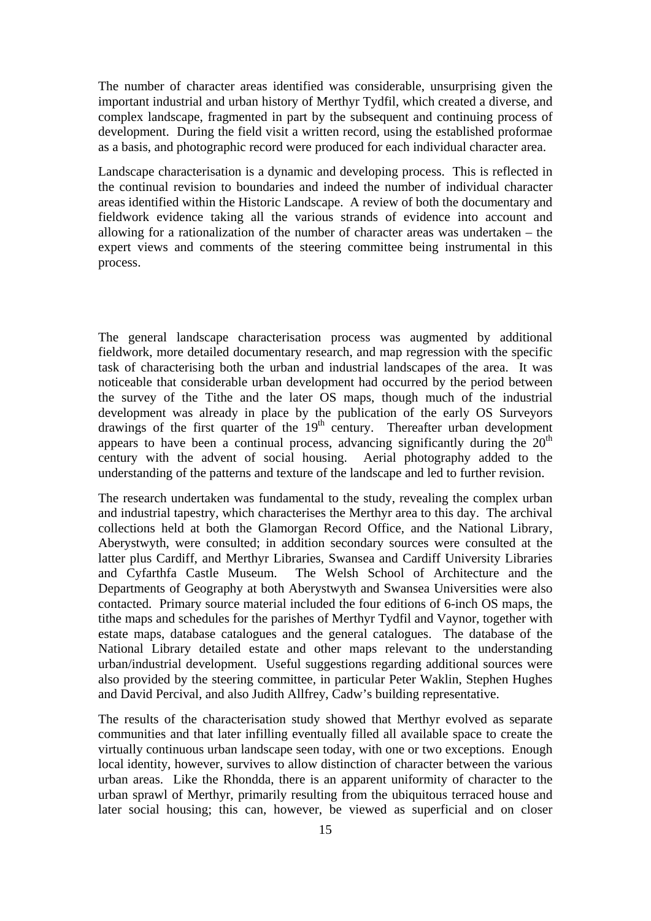The number of character areas identified was considerable, unsurprising given the important industrial and urban history of Merthyr Tydfil, which created a diverse, and complex landscape, fragmented in part by the subsequent and continuing process of development. During the field visit a written record, using the established proformae as a basis, and photographic record were produced for each individual character area.

Landscape characterisation is a dynamic and developing process. This is reflected in the continual revision to boundaries and indeed the number of individual character areas identified within the Historic Landscape. A review of both the documentary and fieldwork evidence taking all the various strands of evidence into account and allowing for a rationalization of the number of character areas was undertaken – the expert views and comments of the steering committee being instrumental in this process.

The general landscape characterisation process was augmented by additional fieldwork, more detailed documentary research, and map regression with the specific task of characterising both the urban and industrial landscapes of the area. It was noticeable that considerable urban development had occurred by the period between the survey of the Tithe and the later OS maps, though much of the industrial development was already in place by the publication of the early OS Surveyors drawings of the first quarter of the 19th century. Thereafter urban development appears to have been a continual process, advancing significantly during the 20th century with the advent of social housing. Aerial photography added to the understanding of the patterns and texture of the landscape and led to further revision.

The research undertaken was fundamental to the study, revealing the complex urban and industrial tapestry, which characterises the Merthyr area to this day. The archival collections held at both the Glamorgan Record Office, and the National Library, Aberystwyth, were consulted; in addition secondary sources were consulted at the latter plus Cardiff, and Merthyr Libraries, Swansea and Cardiff University Libraries and Cyfarthfa Castle Museum. The Welsh School of Architecture and the Departments of Geography at both Aberystwyth and Swansea Universities were also contacted. Primary source material included the four editions of 6-inch OS maps, the tithe maps and schedules for the parishes of Merthyr Tydfil and Vaynor, together with estate maps, database catalogues and the general catalogues. The database of the National Library detailed estate and other maps relevant to the understanding urban/industrial development. Useful suggestions regarding additional sources were also provided by the steering committee, in particular Peter Waklin, Stephen Hughes and David Percival, and also Judith Allfrey, Cadw's building representative.

The results of the characterisation study showed that Merthyr evolved as separate communities and that later infilling eventually filled all available space to create the virtually continuous urban landscape seen today, with one or two exceptions. Enough local identity, however, survives to allow distinction of character between the various urban areas. Like the Rhondda, there is an apparent uniformity of character to the urban sprawl of Merthyr, primarily resulting from the ubiquitous terraced house and later social housing; this can, however, be viewed as superficial and on closer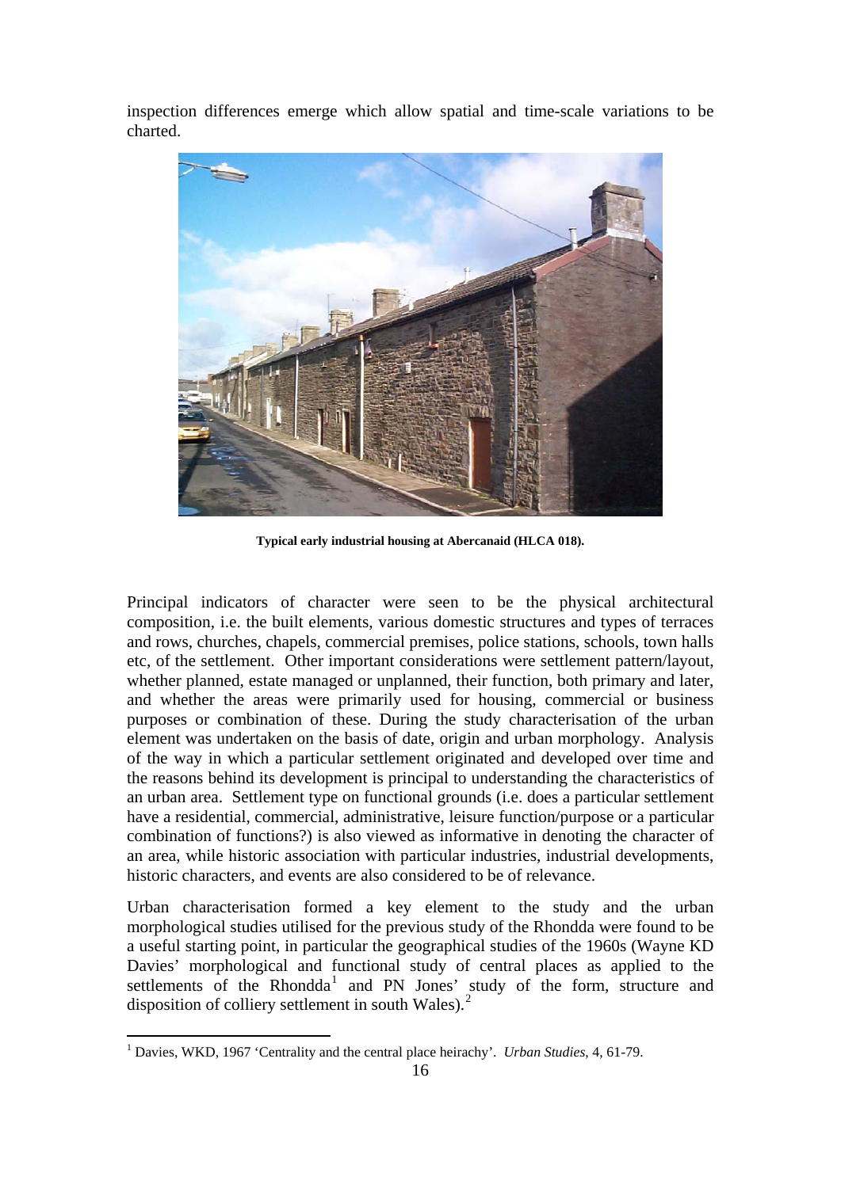inspection differences emerge which allow spatial and time-scale variations to be charted.

**Typical early industrial housing at Abercanaid (HLCA 018).**

Principal indicators of character were seen to be the physical architectural composition, i.e. the built elements, various domestic structures and types of terraces and rows, churches, chapels, commercial premises, police stations, schools, town halls etc, of the settlement. Other important considerations were settlement pattern/layout, whether planned, estate managed or unplanned, their function, both primary and later, and whether the areas were primarily used for housing, commercial or business purposes or combination of these. During the study characterisation of the urban element was undertaken on the basis of date, origin and urban morphology. Analysis of the way in which a particular settlement originated and developed over time and the reasons behind its development is principal to understanding the characteristics of an urban area. Settlement type on functional grounds (i.e. does a particular settlement have a residential, commercial, administrative, leisure function/purpose or a particular combination of functions?) is also viewed as informative in denoting the character of an area, while historic association with particular industries, industrial developments, historic characters, and events are also considered to be of relevance.

Urban characterisation formed a key element to the study and the urban morphological studies utilised for the previous study of the Rhondda were found to be a useful starting point, in particular the geographical studies of the 1960s (Wayne KD Davies' morphological and functional study of central places as applied to the settlements of the Rhondda[1] and PN Jones' study of the form, structure and disposition of colliery settlement in south Wales).[2]

[1] Davies, WKD, 1967 'Centrality and the central place heirachy'. *Urban Studies*, 4, 61-79.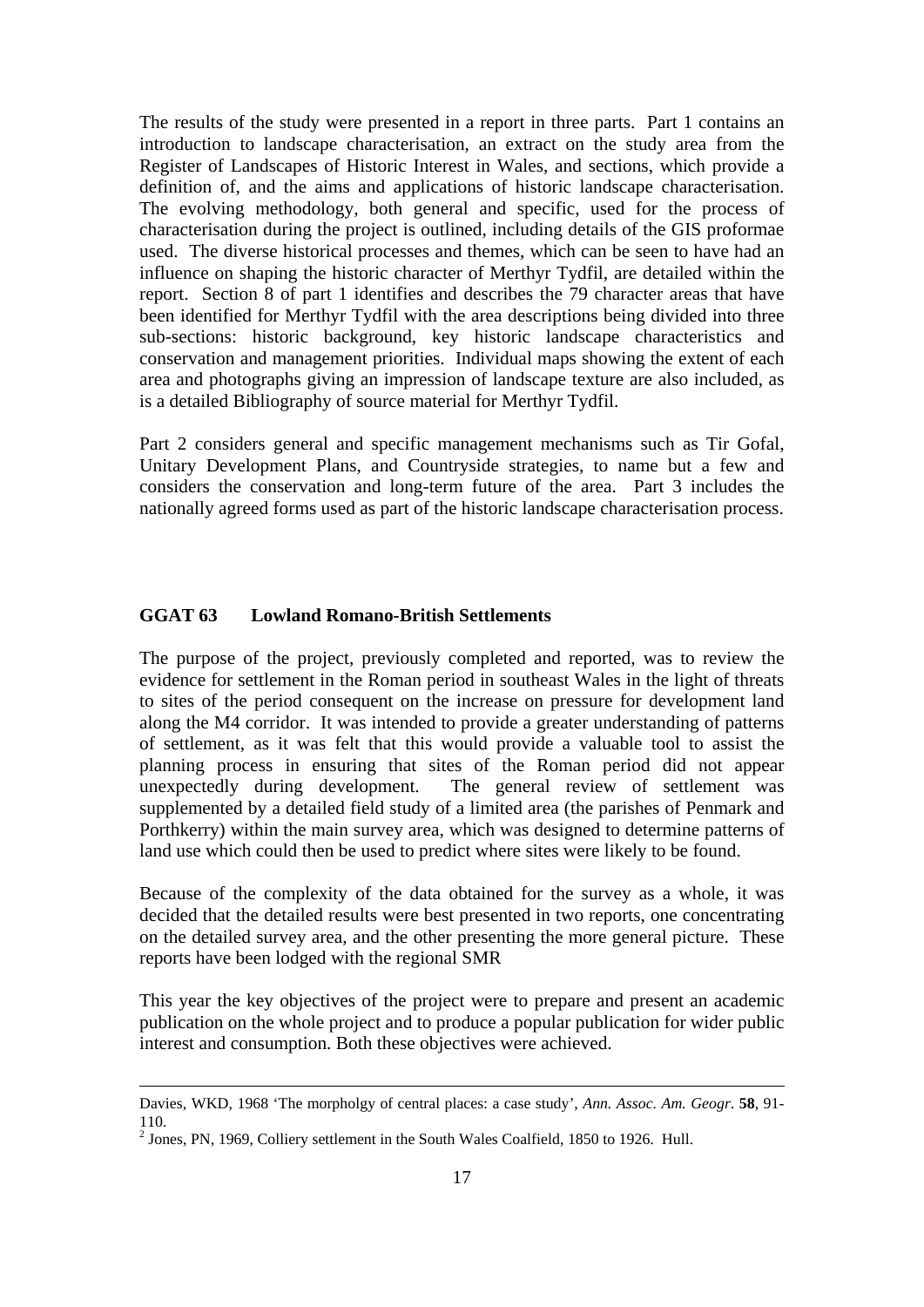The results of the study were presented in a report in three parts. Part 1 contains an introduction to landscape characterisation, an extract on the study area from the Register of Landscapes of Historic Interest in Wales, and sections, which provide a definition of, and the aims and applications of historic landscape characterisation. The evolving methodology, both general and specific, used for the process of characterisation during the project is outlined, including details of the GIS proformae used. The diverse historical processes and themes, which can be seen to have had an influence on shaping the historic character of Merthyr Tydfil, are detailed within the report. Section 8 of part 1 identifies and describes the 79 character areas that have been identified for Merthyr Tydfil with the area descriptions being divided into three sub-sections: historic background, key historic landscape characteristics and conservation and management priorities. Individual maps showing the extent of each area and photographs giving an impression of landscape texture are also included, as is a detailed Bibliography of source material for Merthyr Tydfil.

Part 2 considers general and specific management mechanisms such as Tir Gofal, Unitary Development Plans, and Countryside strategies, to name but a few and considers the conservation and long-term future of the area. Part 3 includes the nationally agreed forms used as part of the historic landscape characterisation process.

### GGAT 63 Lowland Romano-British Settlements

The purpose of the project, previously completed and reported, was to review the evidence for settlement in the Roman period in southeast Wales in the light of threats to sites of the period consequent on the increase on pressure for development land along the M4 corridor. It was intended to provide a greater understanding of patterns of settlement, as it was felt that this would provide a valuable tool to assist the planning process in ensuring that sites of the Roman period did not appear unexpectedly during development. The general review of settlement was supplemented by a detailed field study of a limited area (the parishes of Penmark and Porthkerry) within the main survey area, which was designed to determine patterns of land use which could then be used to predict where sites were likely to be found.

Because of the complexity of the data obtained for the survey as a whole, it was decided that the detailed results were best presented in two reports, one concentrating on the detailed survey area, and the other presenting the more general picture. These reports have been lodged with the regional SMR

This year the key objectives of the project were to prepare and present an academic publication on the whole project and to produce a popular publication for wider public interest and consumption. Both these objectives were achieved.

---

Davies, WKD, 1968 'The morpholgy of central places: a case study', *Ann. Assoc. Am. Geogr.* **58**, 91-110.

[2] Jones, PN, 1969, Colliery settlement in the South Wales Coalfield, 1850 to 1926. Hull.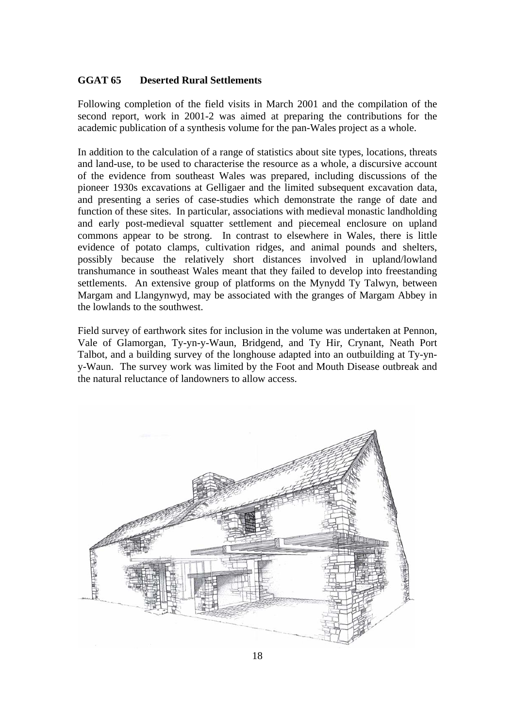**GGAT 65 Deserted Rural Settlements**

Following completion of the field visits in March 2001 and the compilation of the second report, work in 2001-2 was aimed at preparing the contributions for the academic publication of a synthesis volume for the pan-Wales project as a whole.

In addition to the calculation of a range of statistics about site types, locations, threats and land-use, to be used to characterise the resource as a whole, a discursive account of the evidence from southeast Wales was prepared, including discussions of the pioneer 1930s excavations at Gelligaer and the limited subsequent excavation data, and presenting a series of case-studies which demonstrate the range of date and function of these sites. In particular, associations with medieval monastic landholding and early post-medieval squatter settlement and piecemeal enclosure on upland commons appear to be strong. In contrast to elsewhere in Wales, there is little evidence of potato clamps, cultivation ridges, and animal pounds and shelters, possibly because the relatively short distances involved in upland/lowland transhumance in southeast Wales meant that they failed to develop into freestanding settlements. An extensive group of platforms on the Mynydd Ty Talwyn, between Margam and Llangynwyd, may be associated with the granges of Margam Abbey in the lowlands to the southwest.

Field survey of earthwork sites for inclusion in the volume was undertaken at Pennon, Vale of Glamorgan, Ty-yn-y-Waun, Bridgend, and Ty Hir, Crynant, Neath Port Talbot, and a building survey of the longhouse adapted into an outbuilding at Ty-yn-y-Waun. The survey work was limited by the Foot and Mouth Disease outbreak and the natural reluctance of landowners to allow access.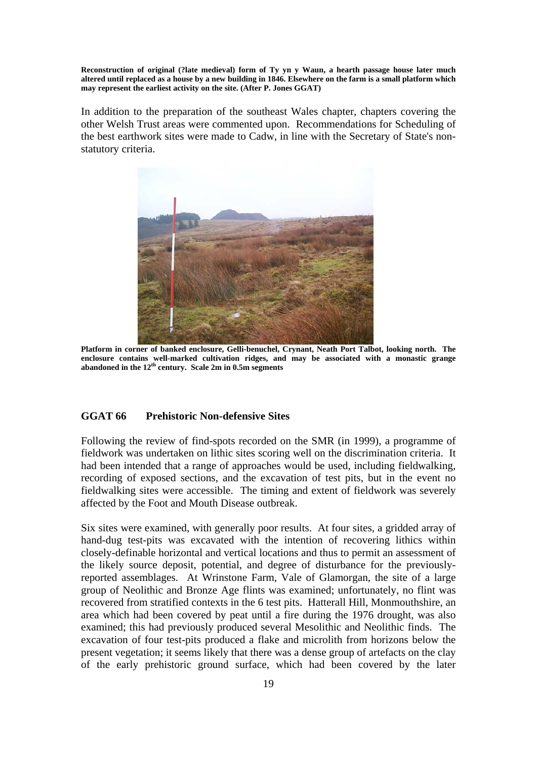**Reconstruction of original (?late medieval) form of Ty yn y Waun, a hearth passage house later much altered until replaced as a house by a new building in 1846. Elsewhere on the farm is a small platform which may represent the earliest activity on the site. (After P. Jones GGAT)**

In addition to the preparation of the southeast Wales chapter, chapters covering the other Welsh Trust areas were commented upon. Recommendations for Scheduling of the best earthwork sites were made to Cadw, in line with the Secretary of State's non-statutory criteria.

**Platform in corner of banked enclosure, Gelli-benuchel, Crynant, Neath Port Talbot, looking north. The enclosure contains well-marked cultivation ridges, and may be associated with a monastic grange abandoned in the 12th century. Scale 2m in 0.5m segments**

## GGAT 66 Prehistoric Non-defensive Sites

Following the review of find-spots recorded on the SMR (in 1999), a programme of fieldwork was undertaken on lithic sites scoring well on the discrimination criteria. It had been intended that a range of approaches would be used, including fieldwalking, recording of exposed sections, and the excavation of test pits, but in the event no fieldwalking sites were accessible. The timing and extent of fieldwork was severely affected by the Foot and Mouth Disease outbreak.

Six sites were examined, with generally poor results. At four sites, a gridded array of hand-dug test-pits was excavated with the intention of recovering lithics within closely-definable horizontal and vertical locations and thus to permit an assessment of the likely source deposit, potential, and degree of disturbance for the previously-reported assemblages. At Wrinstone Farm, Vale of Glamorgan, the site of a large group of Neolithic and Bronze Age flints was examined; unfortunately, no flint was recovered from stratified contexts in the 6 test pits. Hatterall Hill, Monmouthshire, an area which had been covered by peat until a fire during the 1976 drought, was also examined; this had previously produced several Mesolithic and Neolithic finds. The excavation of four test-pits produced a flake and microlith from horizons below the present vegetation; it seems likely that there was a dense group of artefacts on the clay of the early prehistoric ground surface, which had been covered by the later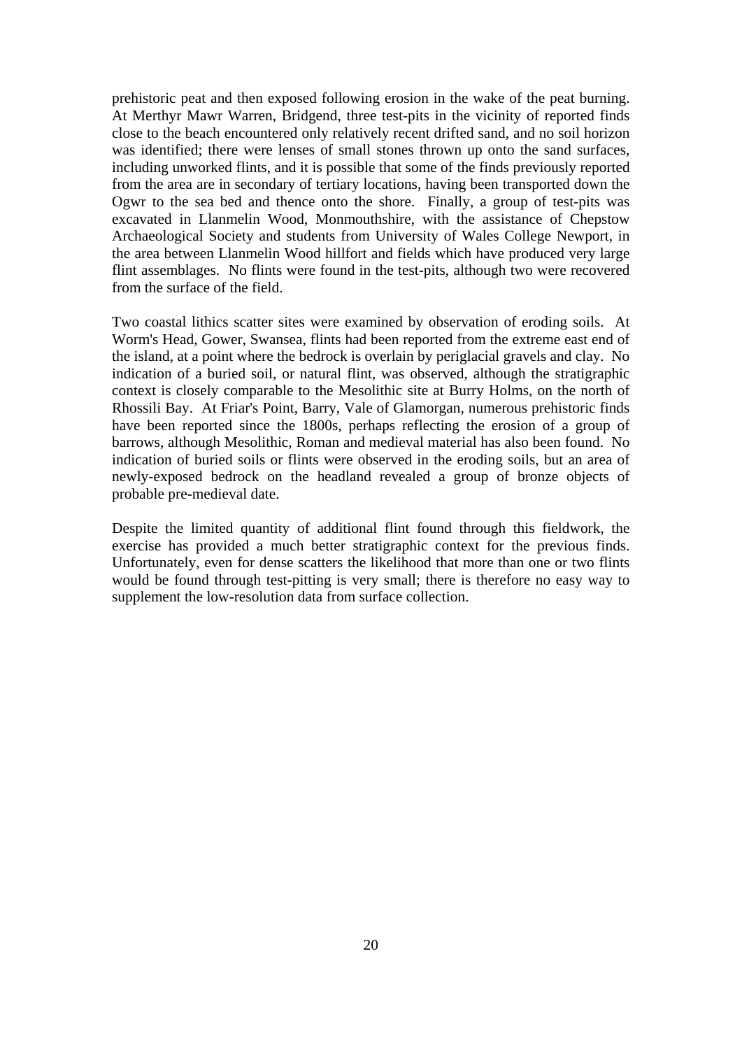prehistoric peat and then exposed following erosion in the wake of the peat burning. At Merthyr Mawr Warren, Bridgend, three test-pits in the vicinity of reported finds close to the beach encountered only relatively recent drifted sand, and no soil horizon was identified; there were lenses of small stones thrown up onto the sand surfaces, including unworked flints, and it is possible that some of the finds previously reported from the area are in secondary of tertiary locations, having been transported down the Ogwr to the sea bed and thence onto the shore. Finally, a group of test-pits was excavated in Llanmelin Wood, Monmouthshire, with the assistance of Chepstow Archaeological Society and students from University of Wales College Newport, in the area between Llanmelin Wood hillfort and fields which have produced very large flint assemblages. No flints were found in the test-pits, although two were recovered from the surface of the field.

Two coastal lithics scatter sites were examined by observation of eroding soils. At Worm's Head, Gower, Swansea, flints had been reported from the extreme east end of the island, at a point where the bedrock is overlain by periglacial gravels and clay. No indication of a buried soil, or natural flint, was observed, although the stratigraphic context is closely comparable to the Mesolithic site at Burry Holms, on the north of Rhossili Bay. At Friar's Point, Barry, Vale of Glamorgan, numerous prehistoric finds have been reported since the 1800s, perhaps reflecting the erosion of a group of barrows, although Mesolithic, Roman and medieval material has also been found. No indication of buried soils or flints were observed in the eroding soils, but an area of newly-exposed bedrock on the headland revealed a group of bronze objects of probable pre-medieval date.

Despite the limited quantity of additional flint found through this fieldwork, the exercise has provided a much better stratigraphic context for the previous finds. Unfortunately, even for dense scatters the likelihood that more than one or two flints would be found through test-pitting is very small; there is therefore no easy way to supplement the low-resolution data from surface collection.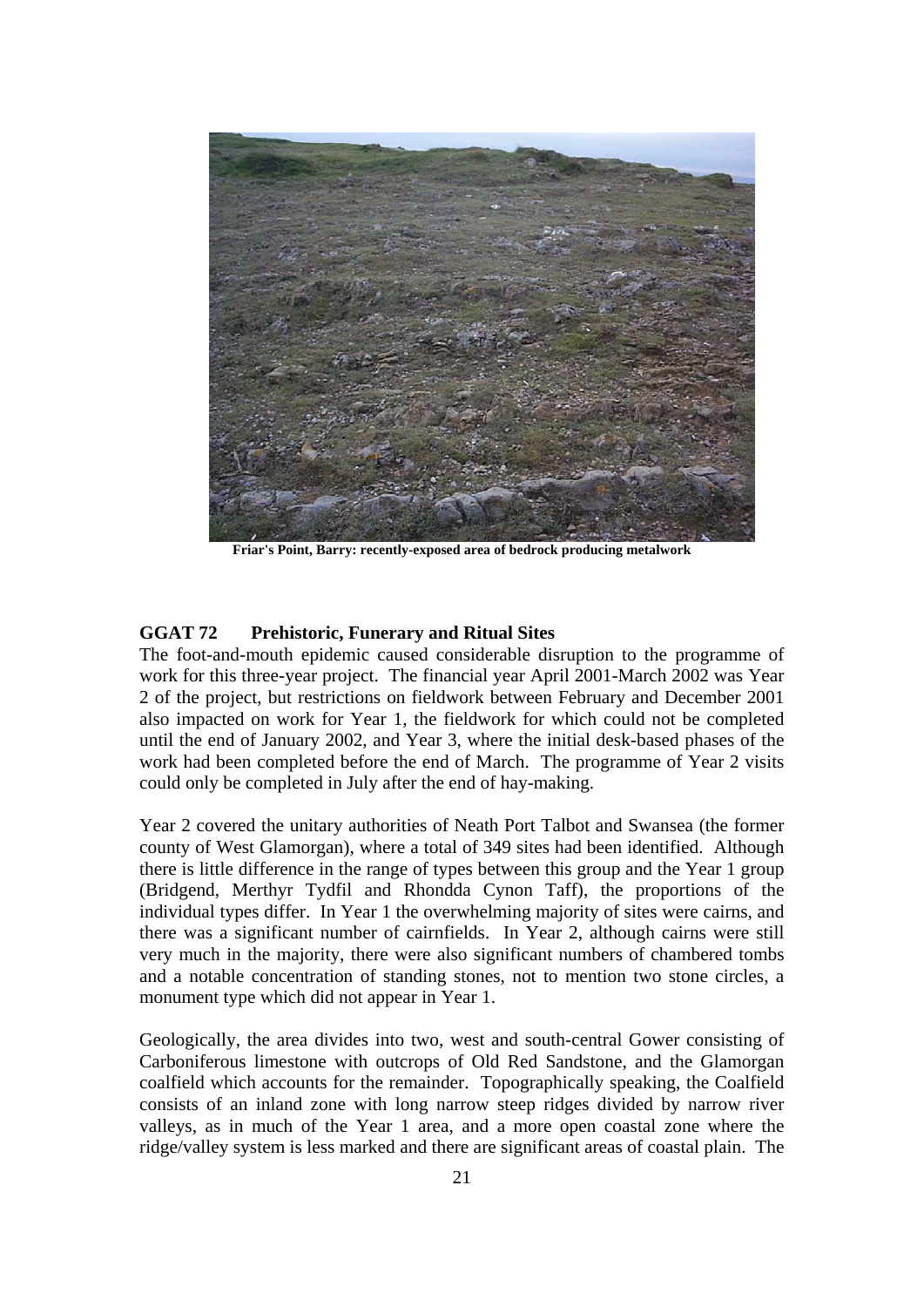**Friar's Point, Barry: recently-exposed area of bedrock producing metalwork**

## GGAT 72 Prehistoric, Funerary and Ritual Sites

The foot-and-mouth epidemic caused considerable disruption to the programme of work for this three-year project. The financial year April 2001-March 2002 was Year 2 of the project, but restrictions on fieldwork between February and December 2001 also impacted on work for Year 1, the fieldwork for which could not be completed until the end of January 2002, and Year 3, where the initial desk-based phases of the work had been completed before the end of March. The programme of Year 2 visits could only be completed in July after the end of hay-making.

Year 2 covered the unitary authorities of Neath Port Talbot and Swansea (the former county of West Glamorgan), where a total of 349 sites had been identified. Although there is little difference in the range of types between this group and the Year 1 group (Bridgend, Merthyr Tydfil and Rhondda Cynon Taff), the proportions of the individual types differ. In Year 1 the overwhelming majority of sites were cairns, and there was a significant number of cairnfields. In Year 2, although cairns were still very much in the majority, there were also significant numbers of chambered tombs and a notable concentration of standing stones, not to mention two stone circles, a monument type which did not appear in Year 1.

Geologically, the area divides into two, west and south-central Gower consisting of Carboniferous limestone with outcrops of Old Red Sandstone, and the Glamorgan coalfield which accounts for the remainder. Topographically speaking, the Coalfield consists of an inland zone with long narrow steep ridges divided by narrow river valleys, as in much of the Year 1 area, and a more open coastal zone where the ridge/valley system is less marked and there are significant areas of coastal plain. The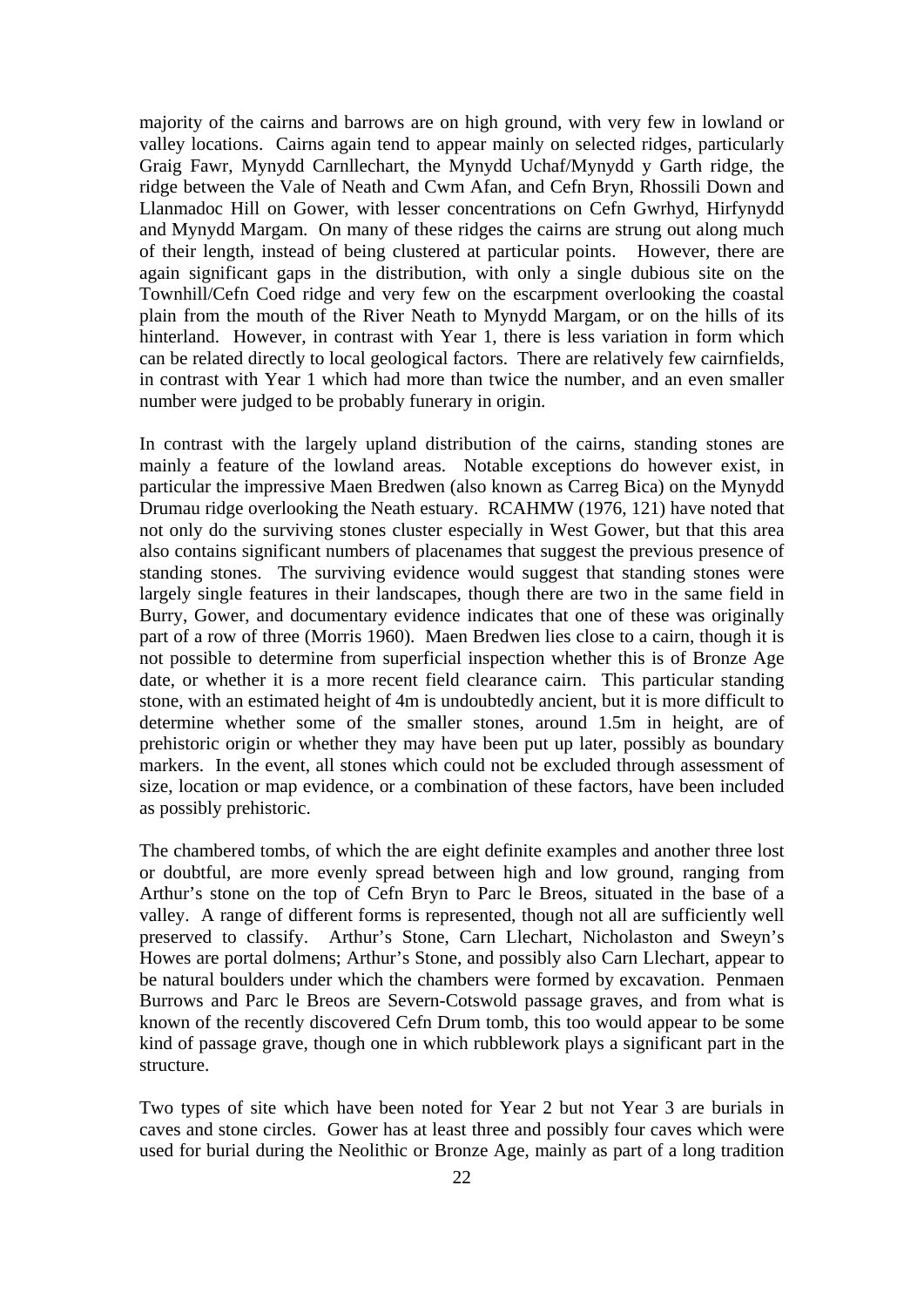majority of the cairns and barrows are on high ground, with very few in lowland or valley locations. Cairns again tend to appear mainly on selected ridges, particularly Graig Fawr, Mynydd Carnllechart, the Mynydd Uchaf/Mynydd y Garth ridge, the ridge between the Vale of Neath and Cwm Afan, and Cefn Bryn, Rhossili Down and Llanmadoc Hill on Gower, with lesser concentrations on Cefn Gwrhyd, Hirfynydd and Mynydd Margam. On many of these ridges the cairns are strung out along much of their length, instead of being clustered at particular points. However, there are again significant gaps in the distribution, with only a single dubious site on the Townhill/Cefn Coed ridge and very few on the escarpment overlooking the coastal plain from the mouth of the River Neath to Mynydd Margam, or on the hills of its hinterland. However, in contrast with Year 1, there is less variation in form which can be related directly to local geological factors. There are relatively few cairnfields, in contrast with Year 1 which had more than twice the number, and an even smaller number were judged to be probably funerary in origin.

In contrast with the largely upland distribution of the cairns, standing stones are mainly a feature of the lowland areas. Notable exceptions do however exist, in particular the impressive Maen Bredwen (also known as Carreg Bica) on the Mynydd Drumau ridge overlooking the Neath estuary. RCAHMW (1976, 121) have noted that not only do the surviving stones cluster especially in West Gower, but that this area also contains significant numbers of placenames that suggest the previous presence of standing stones. The surviving evidence would suggest that standing stones were largely single features in their landscapes, though there are two in the same field in Burry, Gower, and documentary evidence indicates that one of these was originally part of a row of three (Morris 1960). Maen Bredwen lies close to a cairn, though it is not possible to determine from superficial inspection whether this is of Bronze Age date, or whether it is a more recent field clearance cairn. This particular standing stone, with an estimated height of 4m is undoubtedly ancient, but it is more difficult to determine whether some of the smaller stones, around 1.5m in height, are of prehistoric origin or whether they may have been put up later, possibly as boundary markers. In the event, all stones which could not be excluded through assessment of size, location or map evidence, or a combination of these factors, have been included as possibly prehistoric.

The chambered tombs, of which the are eight definite examples and another three lost or doubtful, are more evenly spread between high and low ground, ranging from Arthur's stone on the top of Cefn Bryn to Parc le Breos, situated in the base of a valley. A range of different forms is represented, though not all are sufficiently well preserved to classify. Arthur's Stone, Carn Llechart, Nicholaston and Sweyn's Howes are portal dolmens; Arthur's Stone, and possibly also Carn Llechart, appear to be natural boulders under which the chambers were formed by excavation. Penmaen Burrows and Parc le Breos are Severn-Cotswold passage graves, and from what is known of the recently discovered Cefn Drum tomb, this too would appear to be some kind of passage grave, though one in which rubblework plays a significant part in the structure.

Two types of site which have been noted for Year 2 but not Year 3 are burials in caves and stone circles. Gower has at least three and possibly four caves which were used for burial during the Neolithic or Bronze Age, mainly as part of a long tradition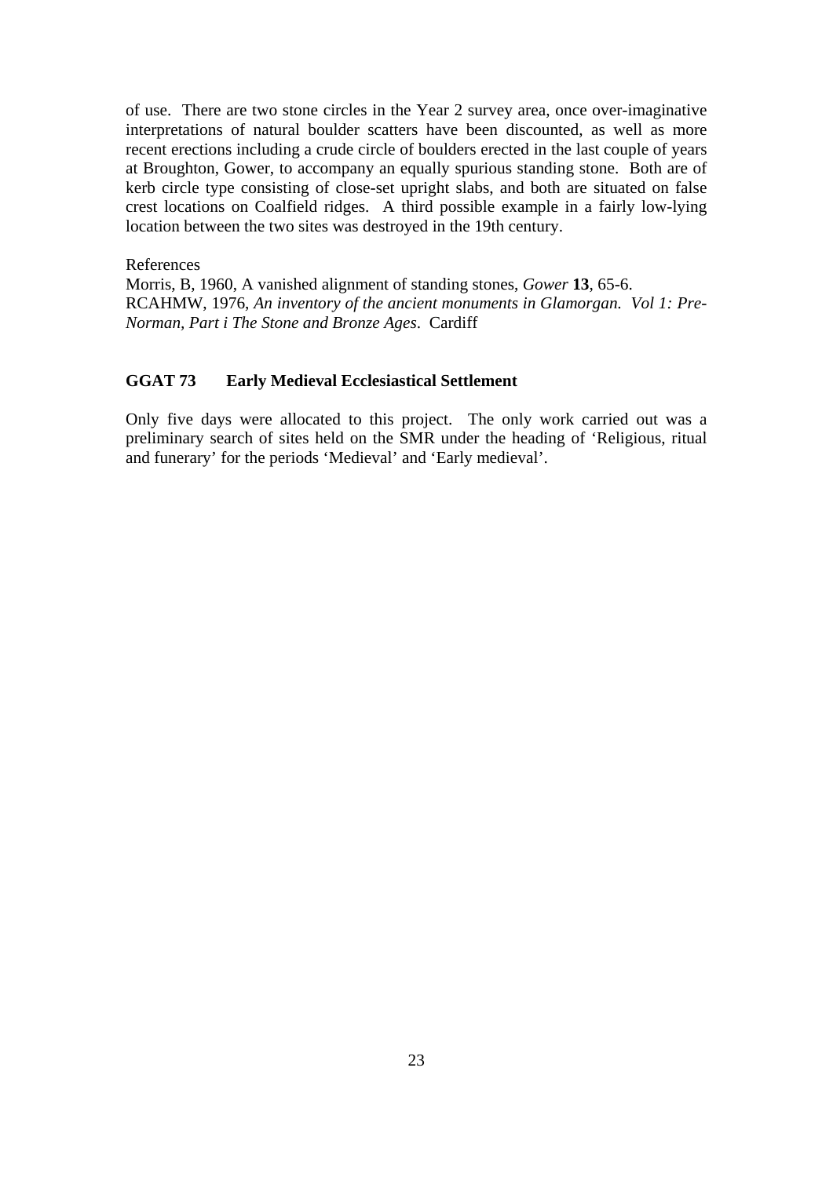of use. There are two stone circles in the Year 2 survey area, once over-imaginative interpretations of natural boulder scatters have been discounted, as well as more recent erections including a crude circle of boulders erected in the last couple of years at Broughton, Gower, to accompany an equally spurious standing stone. Both are of kerb circle type consisting of close-set upright slabs, and both are situated on false crest locations on Coalfield ridges. A third possible example in a fairly low-lying location between the two sites was destroyed in the 19th century.

References

Morris, B, 1960, A vanished alignment of standing stones, *Gower* **13**, 65-6.

RCAHMW, 1976, *An inventory of the ancient monuments in Glamorgan. Vol 1: Pre-Norman, Part i The Stone and Bronze Ages*. Cardiff

## GGAT 73 Early Medieval Ecclesiastical Settlement

Only five days were allocated to this project. The only work carried out was a preliminary search of sites held on the SMR under the heading of 'Religious, ritual and funerary' for the periods 'Medieval' and 'Early medieval'.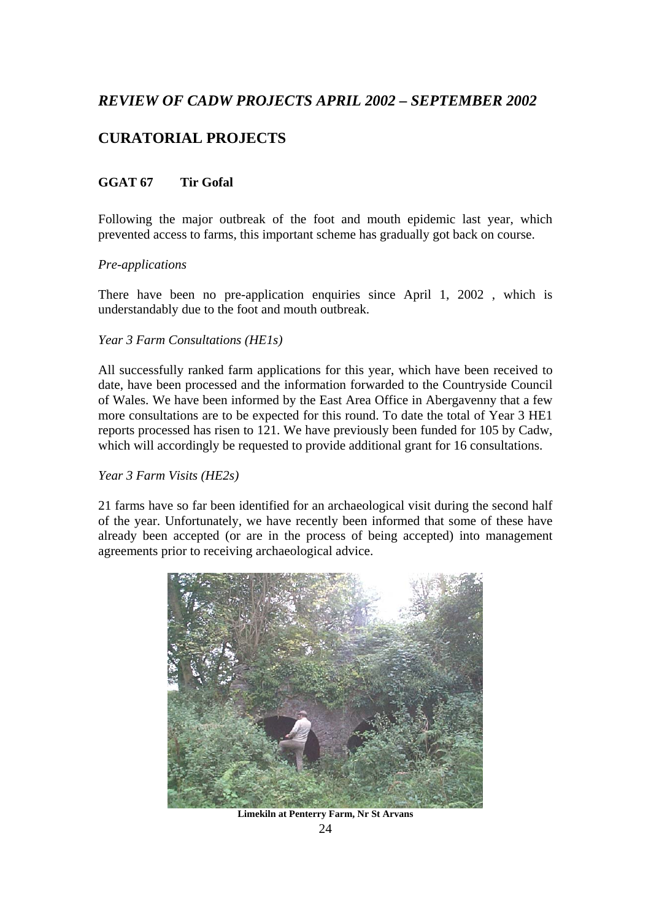## *REVIEW OF CADW PROJECTS APRIL 2002 – SEPTEMBER 2002*

## CURATORIAL PROJECTS

### GGAT 67 Tir Gofal

Following the major outbreak of the foot and mouth epidemic last year, which prevented access to farms, this important scheme has gradually got back on course.

*Pre-applications*

There have been no pre-application enquiries since April 1, 2002 , which is understandably due to the foot and mouth outbreak.

*Year 3 Farm Consultations (HE1s)*

All successfully ranked farm applications for this year, which have been received to date, have been processed and the information forwarded to the Countryside Council of Wales. We have been informed by the East Area Office in Abergavenny that a few more consultations are to be expected for this round. To date the total of Year 3 HE1 reports processed has risen to 121. We have previously been funded for 105 by Cadw, which will accordingly be requested to provide additional grant for 16 consultations.

*Year 3 Farm Visits (HE2s)*

21 farms have so far been identified for an archaeological visit during the second half of the year. Unfortunately, we have recently been informed that some of these have already been accepted (or are in the process of being accepted) into management agreements prior to receiving archaeological advice.

**Limekiln at Penterry Farm, Nr St Arvans**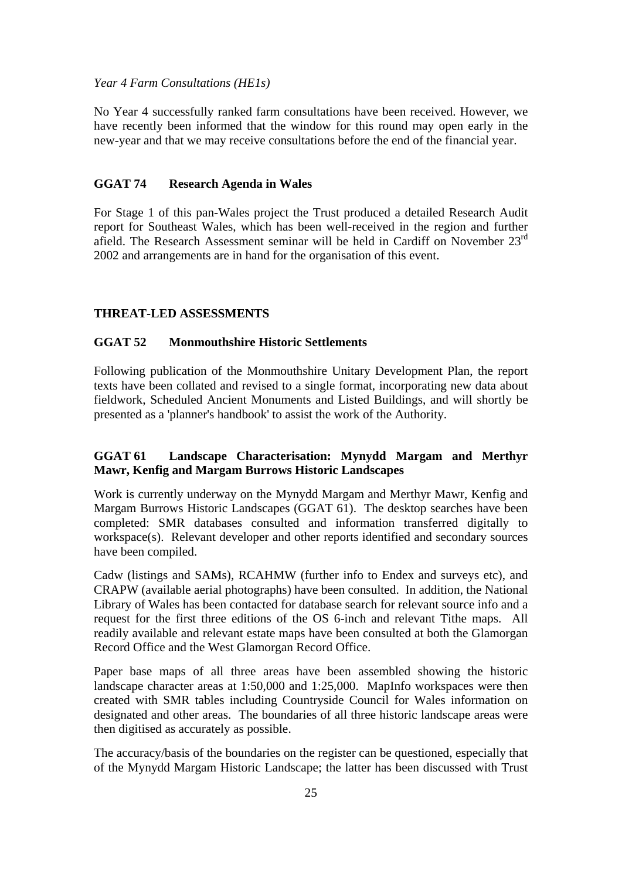*Year 4 Farm Consultations (HE1s)*

No Year 4 successfully ranked farm consultations have been received. However, we have recently been informed that the window for this round may open early in the new-year and that we may receive consultations before the end of the financial year.

### GGAT 74 Research Agenda in Wales

For Stage 1 of this pan-Wales project the Trust produced a detailed Research Audit report for Southeast Wales, which has been well-received in the region and further afield. The Research Assessment seminar will be held in Cardiff on November 23rd 2002 and arrangements are in hand for the organisation of this event.

## THREAT-LED ASSESSMENTS

### GGAT 52 Monmouthshire Historic Settlements

Following publication of the Monmouthshire Unitary Development Plan, the report texts have been collated and revised to a single format, incorporating new data about fieldwork, Scheduled Ancient Monuments and Listed Buildings, and will shortly be presented as a 'planner's handbook' to assist the work of the Authority.

### GGAT 61 Landscape Characterisation: Mynydd Margam and Merthyr Mawr, Kenfig and Margam Burrows Historic Landscapes

Work is currently underway on the Mynydd Margam and Merthyr Mawr, Kenfig and Margam Burrows Historic Landscapes (GGAT 61). The desktop searches have been completed: SMR databases consulted and information transferred digitally to workspace(s). Relevant developer and other reports identified and secondary sources have been compiled.

Cadw (listings and SAMs), RCAHMW (further info to Endex and surveys etc), and CRAPW (available aerial photographs) have been consulted. In addition, the National Library of Wales has been contacted for database search for relevant source info and a request for the first three editions of the OS 6-inch and relevant Tithe maps. All readily available and relevant estate maps have been consulted at both the Glamorgan Record Office and the West Glamorgan Record Office.

Paper base maps of all three areas have been assembled showing the historic landscape character areas at 1:50,000 and 1:25,000. MapInfo workspaces were then created with SMR tables including Countryside Council for Wales information on designated and other areas. The boundaries of all three historic landscape areas were then digitised as accurately as possible.

The accuracy/basis of the boundaries on the register can be questioned, especially that of the Mynydd Margam Historic Landscape; the latter has been discussed with Trust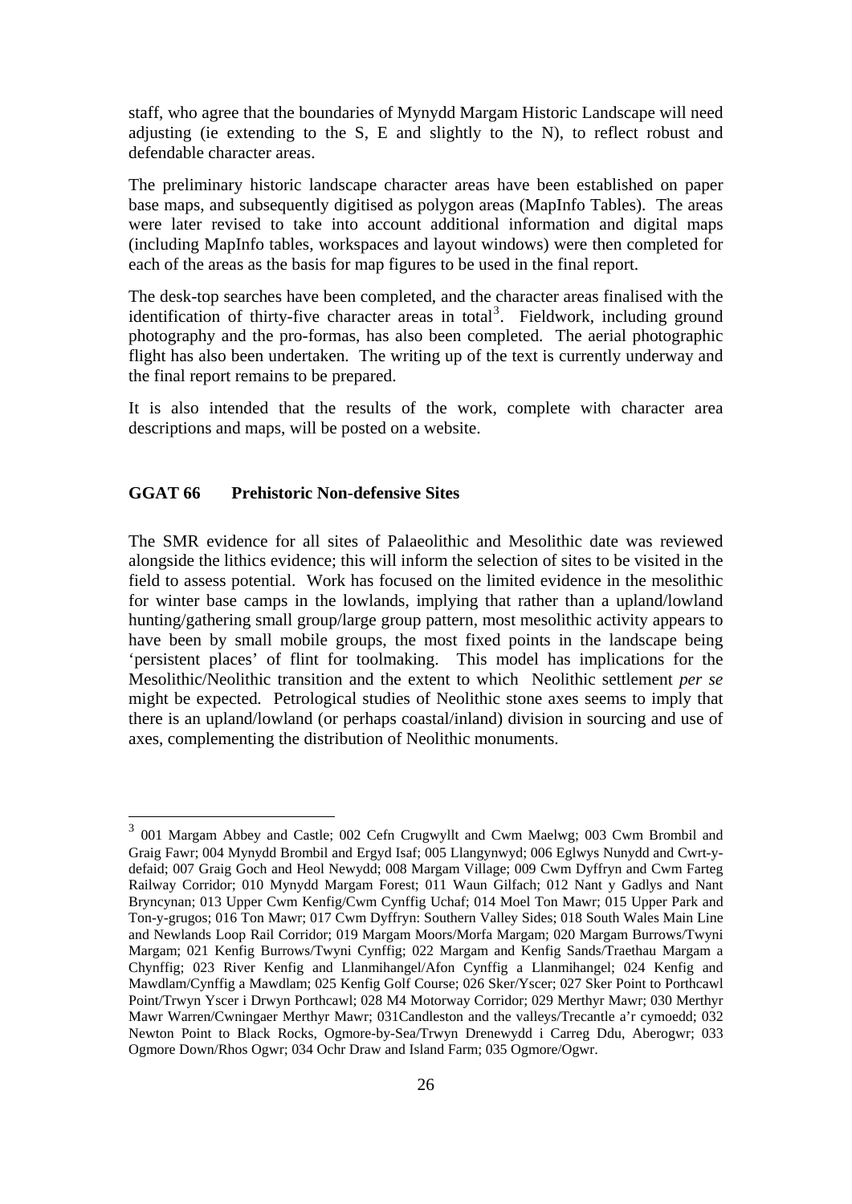staff, who agree that the boundaries of Mynydd Margam Historic Landscape will need adjusting (ie extending to the S, E and slightly to the N), to reflect robust and defendable character areas.

The preliminary historic landscape character areas have been established on paper base maps, and subsequently digitised as polygon areas (MapInfo Tables). The areas were later revised to take into account additional information and digital maps (including MapInfo tables, workspaces and layout windows) were then completed for each of the areas as the basis for map figures to be used in the final report.

The desk-top searches have been completed, and the character areas finalised with the identification of thirty-five character areas in total[3]. Fieldwork, including ground photography and the pro-formas, has also been completed. The aerial photographic flight has also been undertaken. The writing up of the text is currently underway and the final report remains to be prepared.

It is also intended that the results of the work, complete with character area descriptions and maps, will be posted on a website.

## GGAT 66 Prehistoric Non-defensive Sites

The SMR evidence for all sites of Palaeolithic and Mesolithic date was reviewed alongside the lithics evidence; this will inform the selection of sites to be visited in the field to assess potential. Work has focused on the limited evidence in the mesolithic for winter base camps in the lowlands, implying that rather than a upland/lowland hunting/gathering small group/large group pattern, most mesolithic activity appears to have been by small mobile groups, the most fixed points in the landscape being 'persistent places' of flint for toolmaking. This model has implications for the Mesolithic/Neolithic transition and the extent to which Neolithic settlement *per se* might be expected. Petrological studies of Neolithic stone axes seems to imply that there is an upland/lowland (or perhaps coastal/inland) division in sourcing and use of axes, complementing the distribution of Neolithic monuments.

[3] 001 Margam Abbey and Castle; 002 Cefn Crugwyllt and Cwm Maelwg; 003 Cwm Brombil and Graig Fawr; 004 Mynydd Brombil and Ergyd Isaf; 005 Llangynwyd; 006 Eglwys Nunydd and Cwrt-y-defaid; 007 Graig Goch and Heol Newydd; 008 Margam Village; 009 Cwm Dyffryn and Cwm Farteg Railway Corridor; 010 Mynydd Margam Forest; 011 Waun Gilfach; 012 Nant y Gadlys and Nant Bryncynan; 013 Upper Cwm Kenfig/Cwm Cynffig Uchaf; 014 Moel Ton Mawr; 015 Upper Park and Ton-y-grugos; 016 Ton Mawr; 017 Cwm Dyffryn: Southern Valley Sides; 018 South Wales Main Line and Newlands Loop Rail Corridor; 019 Margam Moors/Morfa Margam; 020 Margam Burrows/Twyni Margam; 021 Kenfig Burrows/Twyni Cynffig; 022 Margam and Kenfig Sands/Traethau Margam a Chynffig; 023 River Kenfig and Llanmihangel/Afon Cynffig a Llanmihangel; 024 Kenfig and Mawdlam/Cynffig a Mawdlam; 025 Kenfig Golf Course; 026 Sker/Yscer; 027 Sker Point to Porthcawl Point/Trwyn Yscer i Drwyn Porthcawl; 028 M4 Motorway Corridor; 029 Merthyr Mawr; 030 Merthyr Mawr Warren/Cwningaer Merthyr Mawr; 031Candleston and the valleys/Trecantle a'r cymoedd; 032 Newton Point to Black Rocks, Ogmore-by-Sea/Trwyn Drenewydd i Carreg Ddu, Aberogwr; 033 Ogmore Down/Rhos Ogwr; 034 Ochr Draw and Island Farm; 035 Ogmore/Ogwr.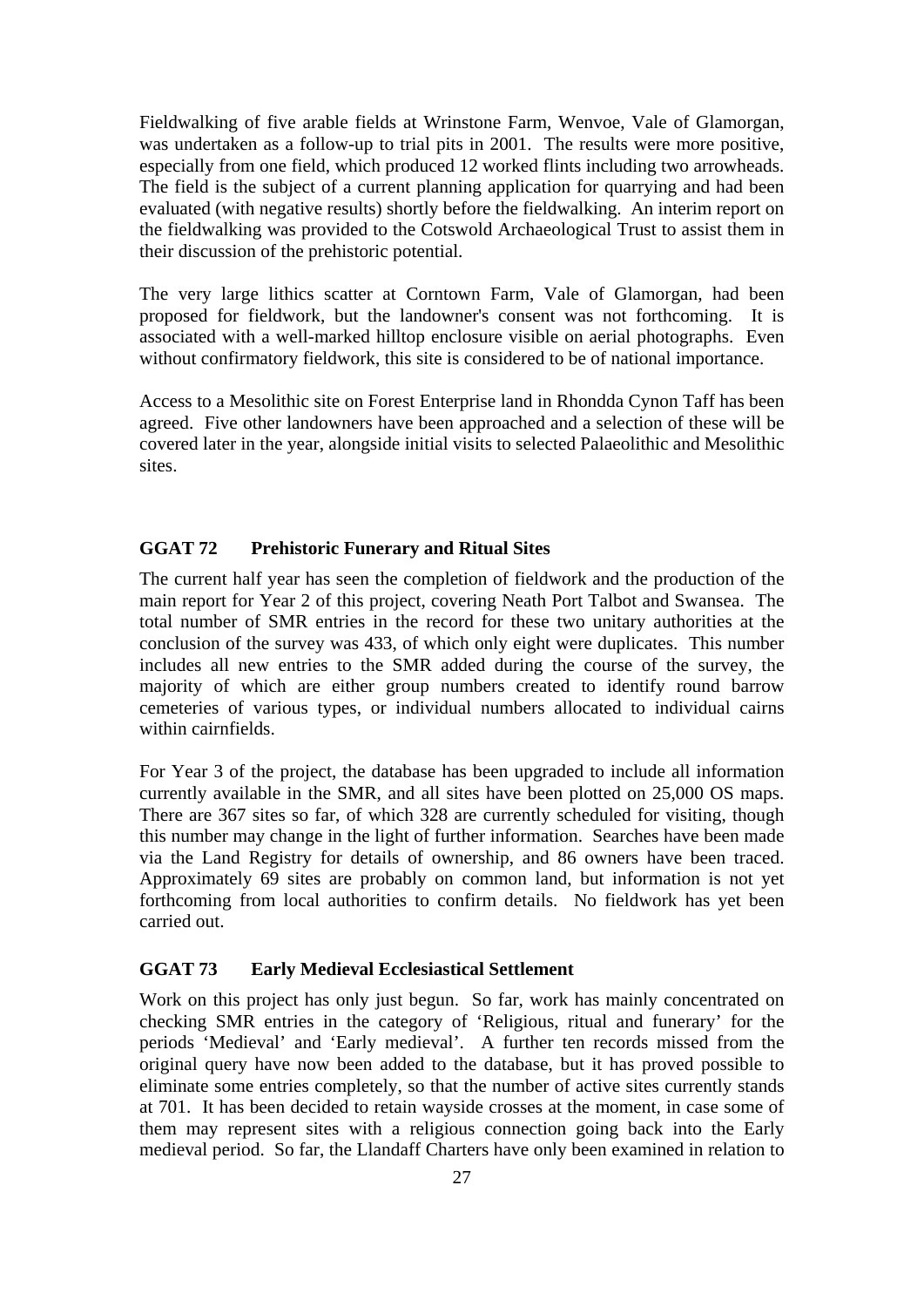Fieldwalking of five arable fields at Wrinstone Farm, Wenvoe, Vale of Glamorgan, was undertaken as a follow-up to trial pits in 2001. The results were more positive, especially from one field, which produced 12 worked flints including two arrowheads. The field is the subject of a current planning application for quarrying and had been evaluated (with negative results) shortly before the fieldwalking. An interim report on the fieldwalking was provided to the Cotswold Archaeological Trust to assist them in their discussion of the prehistoric potential.

The very large lithics scatter at Corntown Farm, Vale of Glamorgan, had been proposed for fieldwork, but the landowner's consent was not forthcoming. It is associated with a well-marked hilltop enclosure visible on aerial photographs. Even without confirmatory fieldwork, this site is considered to be of national importance.

Access to a Mesolithic site on Forest Enterprise land in Rhondda Cynon Taff has been agreed. Five other landowners have been approached and a selection of these will be covered later in the year, alongside initial visits to selected Palaeolithic and Mesolithic sites.

### GGAT 72 Prehistoric Funerary and Ritual Sites

The current half year has seen the completion of fieldwork and the production of the main report for Year 2 of this project, covering Neath Port Talbot and Swansea. The total number of SMR entries in the record for these two unitary authorities at the conclusion of the survey was 433, of which only eight were duplicates. This number includes all new entries to the SMR added during the course of the survey, the majority of which are either group numbers created to identify round barrow cemeteries of various types, or individual numbers allocated to individual cairns within cairnfields.

For Year 3 of the project, the database has been upgraded to include all information currently available in the SMR, and all sites have been plotted on 25,000 OS maps. There are 367 sites so far, of which 328 are currently scheduled for visiting, though this number may change in the light of further information. Searches have been made via the Land Registry for details of ownership, and 86 owners have been traced. Approximately 69 sites are probably on common land, but information is not yet forthcoming from local authorities to confirm details. No fieldwork has yet been carried out.

### GGAT 73 Early Medieval Ecclesiastical Settlement

Work on this project has only just begun. So far, work has mainly concentrated on checking SMR entries in the category of 'Religious, ritual and funerary' for the periods 'Medieval' and 'Early medieval'. A further ten records missed from the original query have now been added to the database, but it has proved possible to eliminate some entries completely, so that the number of active sites currently stands at 701. It has been decided to retain wayside crosses at the moment, in case some of them may represent sites with a religious connection going back into the Early medieval period. So far, the Llandaff Charters have only been examined in relation to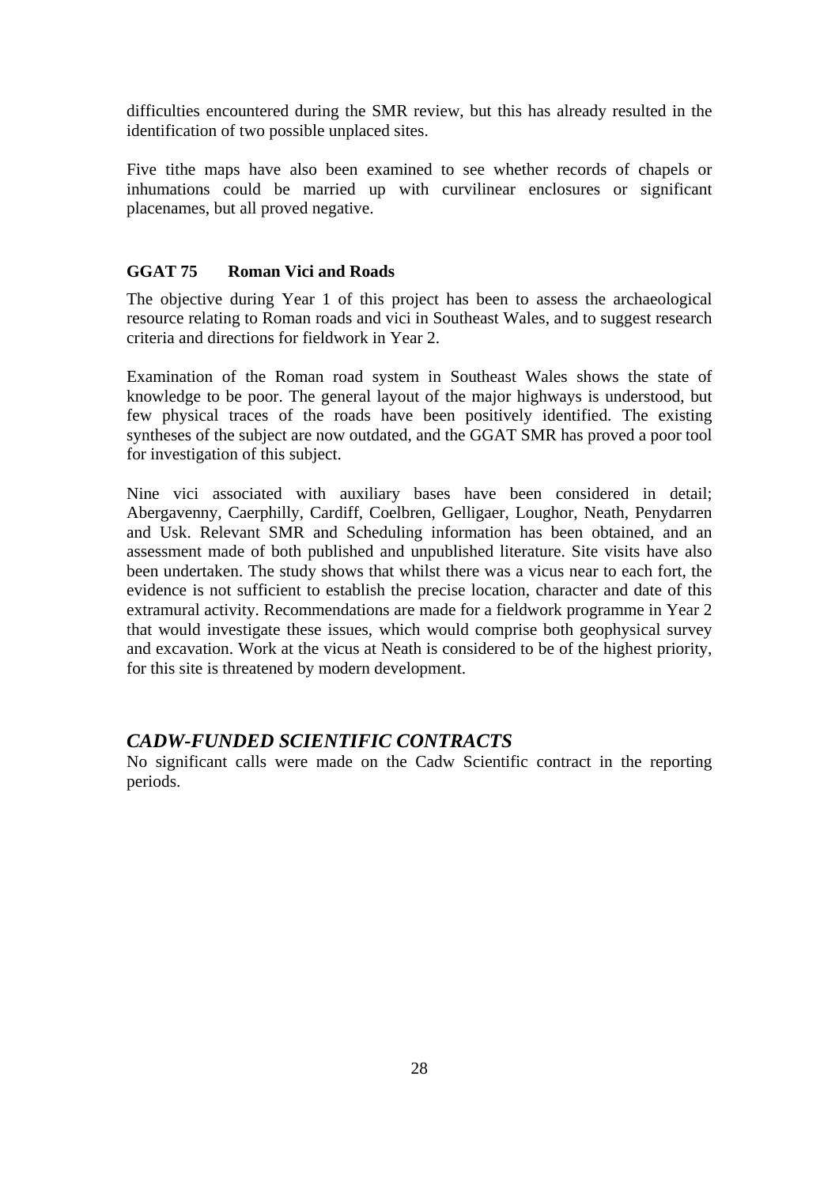difficulties encountered during the SMR review, but this has already resulted in the identification of two possible unplaced sites.

Five tithe maps have also been examined to see whether records of chapels or inhumations could be married up with curvilinear enclosures or significant placenames, but all proved negative.

**GGAT 75 Roman Vici and Roads**

The objective during Year 1 of this project has been to assess the archaeological resource relating to Roman roads and vici in Southeast Wales, and to suggest research criteria and directions for fieldwork in Year 2.

Examination of the Roman road system in Southeast Wales shows the state of knowledge to be poor. The general layout of the major highways is understood, but few physical traces of the roads have been positively identified. The existing syntheses of the subject are now outdated, and the GGAT SMR has proved a poor tool for investigation of this subject.

Nine vici associated with auxiliary bases have been considered in detail; Abergavenny, Caerphilly, Cardiff, Coelbren, Gelligaer, Loughor, Neath, Penydarren and Usk. Relevant SMR and Scheduling information has been obtained, and an assessment made of both published and unpublished literature. Site visits have also been undertaken. The study shows that whilst there was a vicus near to each fort, the evidence is not sufficient to establish the precise location, character and date of this extramural activity. Recommendations are made for a fieldwork programme in Year 2 that would investigate these issues, which would comprise both geophysical survey and excavation. Work at the vicus at Neath is considered to be of the highest priority, for this site is threatened by modern development.

## *CADW-FUNDED SCIENTIFIC CONTRACTS*

No significant calls were made on the Cadw Scientific contract in the reporting periods.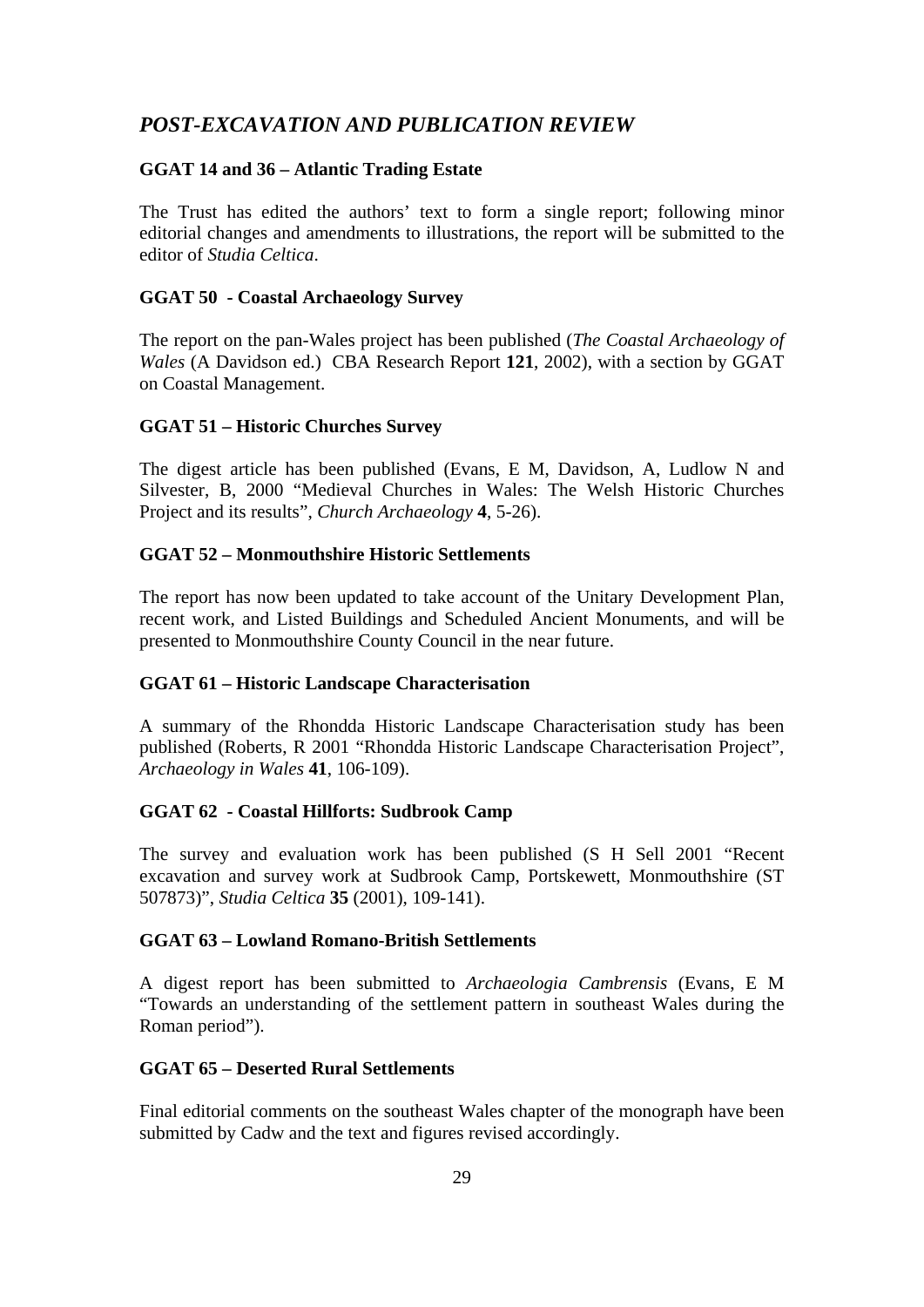## *POST-EXCAVATION AND PUBLICATION REVIEW*

### GGAT 14 and 36 – Atlantic Trading Estate

The Trust has edited the authors' text to form a single report; following minor editorial changes and amendments to illustrations, the report will be submitted to the editor of *Studia Celtica*.

### GGAT 50 - Coastal Archaeology Survey

The report on the pan-Wales project has been published (*The Coastal Archaeology of Wales* (A Davidson ed.) CBA Research Report **121**, 2002), with a section by GGAT on Coastal Management.

### GGAT 51 – Historic Churches Survey

The digest article has been published (Evans, E M, Davidson, A, Ludlow N and Silvester, B, 2000 "Medieval Churches in Wales: The Welsh Historic Churches Project and its results", *Church Archaeology* **4**, 5-26).

### GGAT 52 – Monmouthshire Historic Settlements

The report has now been updated to take account of the Unitary Development Plan, recent work, and Listed Buildings and Scheduled Ancient Monuments, and will be presented to Monmouthshire County Council in the near future.

### GGAT 61 – Historic Landscape Characterisation

A summary of the Rhondda Historic Landscape Characterisation study has been published (Roberts, R 2001 "Rhondda Historic Landscape Characterisation Project", *Archaeology in Wales* **41**, 106-109).

### GGAT 62 - Coastal Hillforts: Sudbrook Camp

The survey and evaluation work has been published (S H Sell 2001 "Recent excavation and survey work at Sudbrook Camp, Portskewett, Monmouthshire (ST 507873)", *Studia Celtica* **35** (2001), 109-141).

### GGAT 63 – Lowland Romano-British Settlements

A digest report has been submitted to *Archaeologia Cambrensis* (Evans, E M "Towards an understanding of the settlement pattern in southeast Wales during the Roman period").

### GGAT 65 – Deserted Rural Settlements

Final editorial comments on the southeast Wales chapter of the monograph have been submitted by Cadw and the text and figures revised accordingly.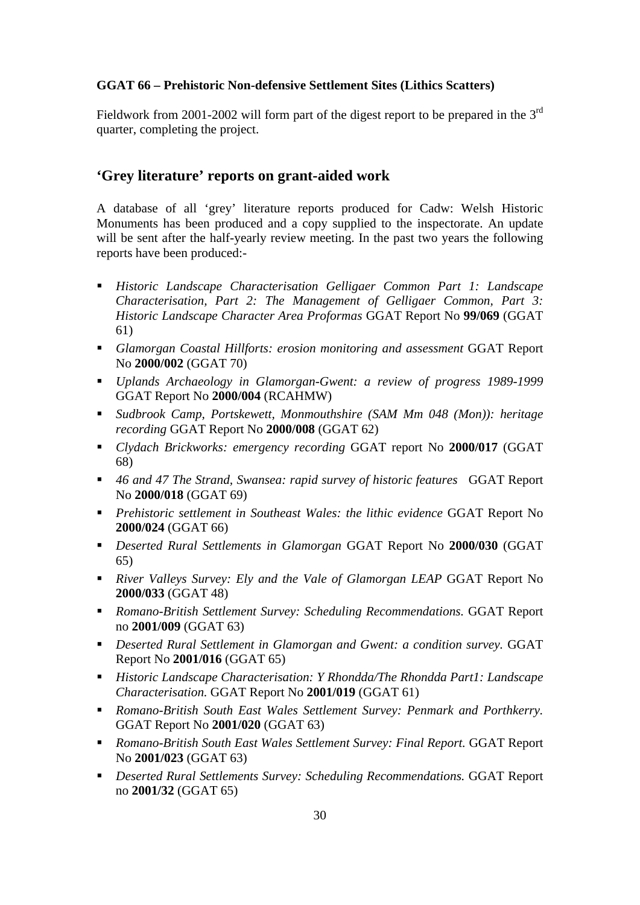**GGAT 66 – Prehistoric Non-defensive Settlement Sites (Lithics Scatters)**

Fieldwork from 2001-2002 will form part of the digest report to be prepared in the 3rd quarter, completing the project.

## 'Grey literature' reports on grant-aided work

A database of all 'grey' literature reports produced for Cadw: Welsh Historic Monuments has been produced and a copy supplied to the inspectorate. An update will be sent after the half-yearly review meeting. In the past two years the following reports have been produced:-

- *Historic Landscape Characterisation Gelligaer Common Part 1: Landscape Characterisation, Part 2: The Management of Gelligaer Common, Part 3: Historic Landscape Character Area Proformas* GGAT Report No **99/069** (GGAT 61)
- *Glamorgan Coastal Hillforts: erosion monitoring and assessment* GGAT Report No **2000/002** (GGAT 70)
- *Uplands Archaeology in Glamorgan-Gwent: a review of progress 1989-1999* GGAT Report No **2000/004** (RCAHMW)
- *Sudbrook Camp, Portskewett, Monmouthshire (SAM Mm 048 (Mon)): heritage recording* GGAT Report No **2000/008** (GGAT 62)
- *Clydach Brickworks: emergency recording* GGAT report No **2000/017** (GGAT 68)
- *46 and 47 The Strand, Swansea: rapid survey of historic features* GGAT Report No **2000/018** (GGAT 69)
- *Prehistoric settlement in Southeast Wales: the lithic evidence* GGAT Report No **2000/024** (GGAT 66)
- *Deserted Rural Settlements in Glamorgan* GGAT Report No **2000/030** (GGAT 65)
- *River Valleys Survey: Ely and the Vale of Glamorgan LEAP* GGAT Report No **2000/033** (GGAT 48)
- *Romano-British Settlement Survey: Scheduling Recommendations.* GGAT Report no **2001/009** (GGAT 63)
- *Deserted Rural Settlement in Glamorgan and Gwent: a condition survey.* GGAT Report No **2001/016** (GGAT 65)
- *Historic Landscape Characterisation: Y Rhondda/The Rhondda Part1: Landscape Characterisation.* GGAT Report No **2001/019** (GGAT 61)
- *Romano-British South East Wales Settlement Survey: Penmark and Porthkerry.* GGAT Report No **2001/020** (GGAT 63)
- *Romano-British South East Wales Settlement Survey: Final Report.* GGAT Report No **2001/023** (GGAT 63)
- *Deserted Rural Settlements Survey: Scheduling Recommendations.* GGAT Report no **2001/32** (GGAT 65)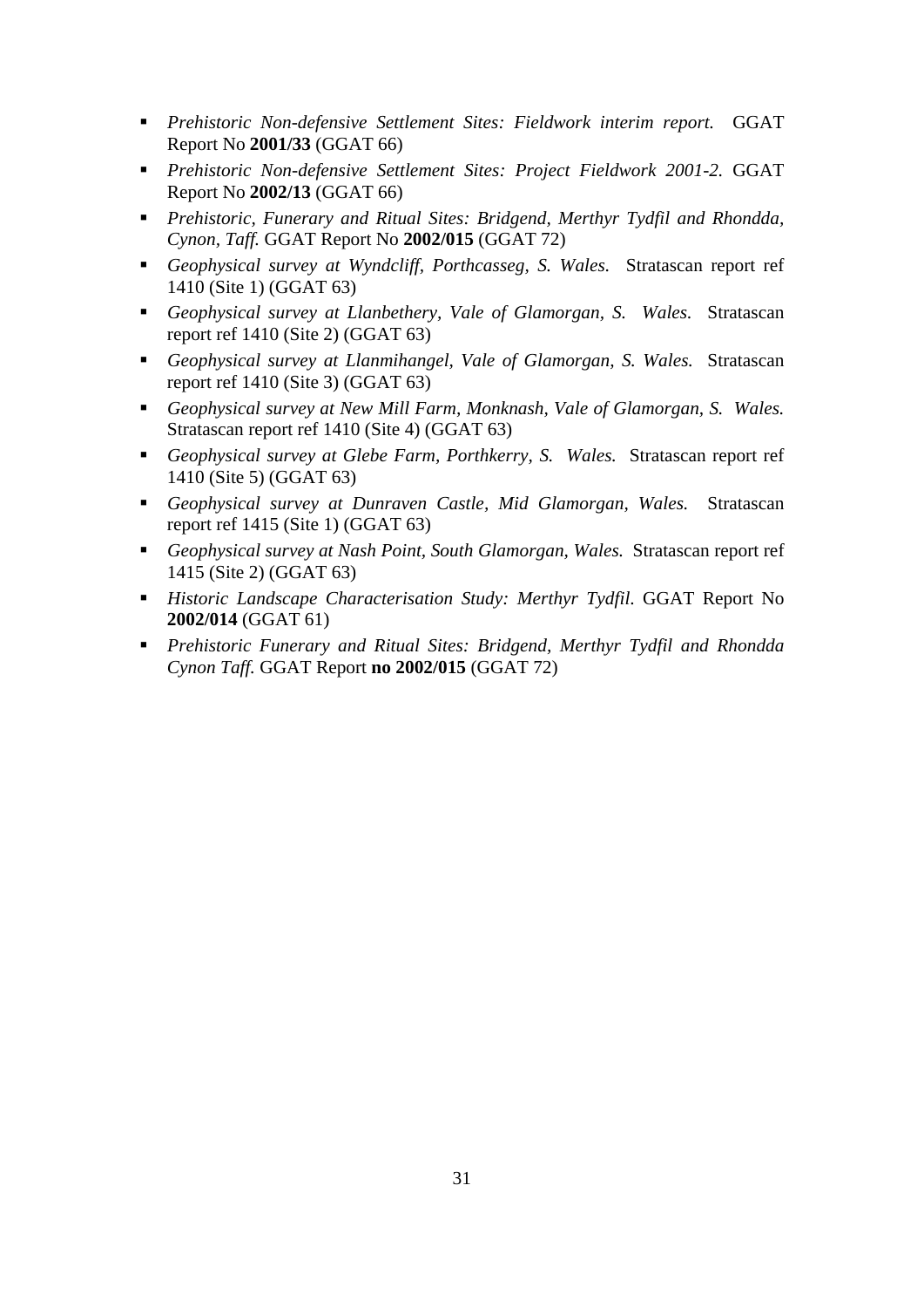- *Prehistoric Non-defensive Settlement Sites: Fieldwork interim report.* GGAT Report No **2001/33** (GGAT 66)
- *Prehistoric Non-defensive Settlement Sites: Project Fieldwork 2001-2.* GGAT Report No **2002/13** (GGAT 66)
- *Prehistoric, Funerary and Ritual Sites: Bridgend, Merthyr Tydfil and Rhondda, Cynon, Taff.* GGAT Report No **2002/015** (GGAT 72)
- *Geophysical survey at Wyndcliff, Porthcasseg, S. Wales.* Stratascan report ref 1410 (Site 1) (GGAT 63)
- *Geophysical survey at Llanbethery, Vale of Glamorgan, S. Wales.* Stratascan report ref 1410 (Site 2) (GGAT 63)
- *Geophysical survey at Llanmihangel, Vale of Glamorgan, S. Wales.* Stratascan report ref 1410 (Site 3) (GGAT 63)
- *Geophysical survey at New Mill Farm, Monknash, Vale of Glamorgan, S. Wales.* Stratascan report ref 1410 (Site 4) (GGAT 63)
- *Geophysical survey at Glebe Farm, Porthkerry, S. Wales.* Stratascan report ref 1410 (Site 5) (GGAT 63)
- *Geophysical survey at Dunraven Castle, Mid Glamorgan, Wales.* Stratascan report ref 1415 (Site 1) (GGAT 63)
- *Geophysical survey at Nash Point, South Glamorgan, Wales.* Stratascan report ref 1415 (Site 2) (GGAT 63)
- *Historic Landscape Characterisation Study: Merthyr Tydfil.* GGAT Report No **2002/014** (GGAT 61)
- *Prehistoric Funerary and Ritual Sites: Bridgend, Merthyr Tydfil and Rhondda Cynon Taff.* GGAT Report **no 2002/015** (GGAT 72)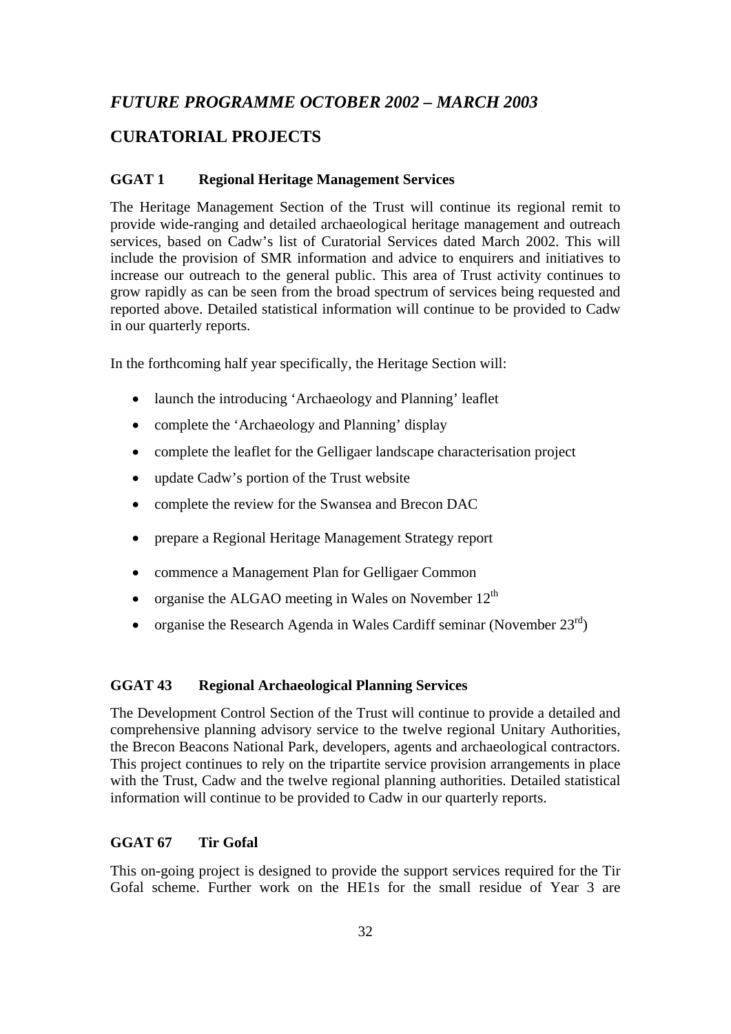## *FUTURE PROGRAMME OCTOBER 2002 – MARCH 2003*

## CURATORIAL PROJECTS

### GGAT 1 Regional Heritage Management Services

The Heritage Management Section of the Trust will continue its regional remit to provide wide-ranging and detailed archaeological heritage management and outreach services, based on Cadw's list of Curatorial Services dated March 2002. This will include the provision of SMR information and advice to enquirers and initiatives to increase our outreach to the general public. This area of Trust activity continues to grow rapidly as can be seen from the broad spectrum of services being requested and reported above. Detailed statistical information will continue to be provided to Cadw in our quarterly reports.

In the forthcoming half year specifically, the Heritage Section will:

- launch the introducing 'Archaeology and Planning' leaflet
- complete the 'Archaeology and Planning' display
- complete the leaflet for the Gelligaer landscape characterisation project
- update Cadw's portion of the Trust website
- complete the review for the Swansea and Brecon DAC
- prepare a Regional Heritage Management Strategy report
- commence a Management Plan for Gelligaer Common
- organise the ALGAO meeting in Wales on November 12th
- organise the Research Agenda in Wales Cardiff seminar (November 23rd)

### GGAT 43 Regional Archaeological Planning Services

The Development Control Section of the Trust will continue to provide a detailed and comprehensive planning advisory service to the twelve regional Unitary Authorities, the Brecon Beacons National Park, developers, agents and archaeological contractors. This project continues to rely on the tripartite service provision arrangements in place with the Trust, Cadw and the twelve regional planning authorities. Detailed statistical information will continue to be provided to Cadw in our quarterly reports.

### GGAT 67 Tir Gofal

This on-going project is designed to provide the support services required for the Tir Gofal scheme. Further work on the HE1s for the small residue of Year 3 are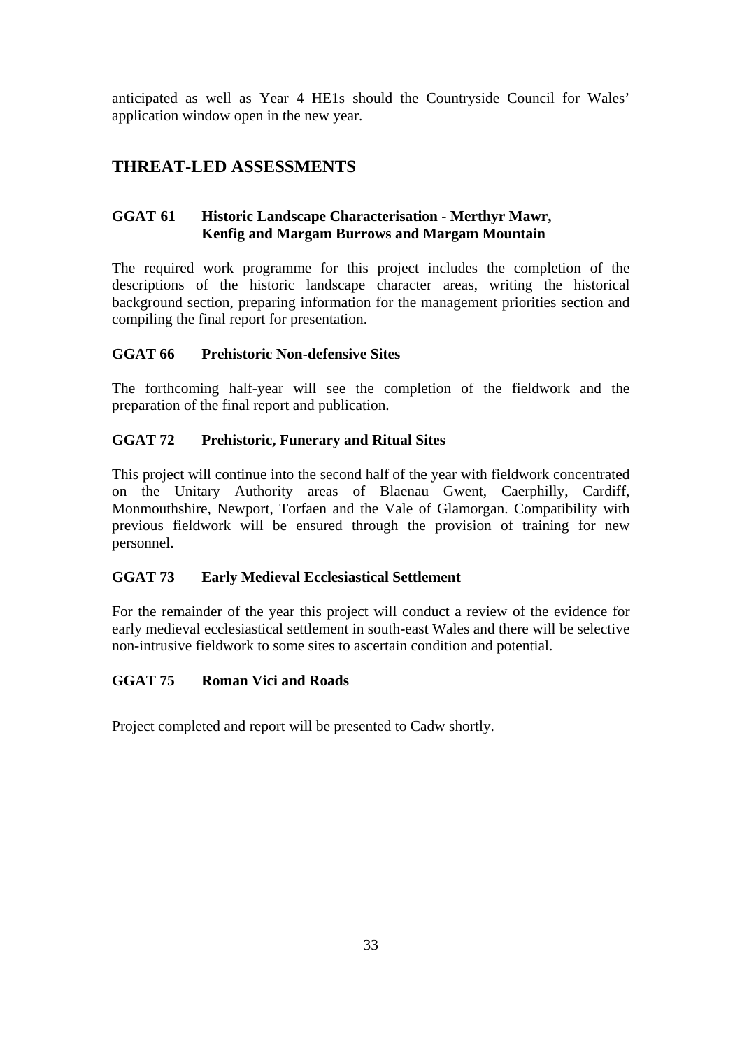anticipated as well as Year 4 HE1s should the Countryside Council for Wales' application window open in the new year.

## THREAT-LED ASSESSMENTS

### GGAT 61 Historic Landscape Characterisation - Merthyr Mawr, Kenfig and Margam Burrows and Margam Mountain

The required work programme for this project includes the completion of the descriptions of the historic landscape character areas, writing the historical background section, preparing information for the management priorities section and compiling the final report for presentation.

### GGAT 66 Prehistoric Non-defensive Sites

The forthcoming half-year will see the completion of the fieldwork and the preparation of the final report and publication.

### GGAT 72 Prehistoric, Funerary and Ritual Sites

This project will continue into the second half of the year with fieldwork concentrated on the Unitary Authority areas of Blaenau Gwent, Caerphilly, Cardiff, Monmouthshire, Newport, Torfaen and the Vale of Glamorgan. Compatibility with previous fieldwork will be ensured through the provision of training for new personnel.

### GGAT 73 Early Medieval Ecclesiastical Settlement

For the remainder of the year this project will conduct a review of the evidence for early medieval ecclesiastical settlement in south-east Wales and there will be selective non-intrusive fieldwork to some sites to ascertain condition and potential.

### GGAT 75 Roman Vici and Roads

Project completed and report will be presented to Cadw shortly.